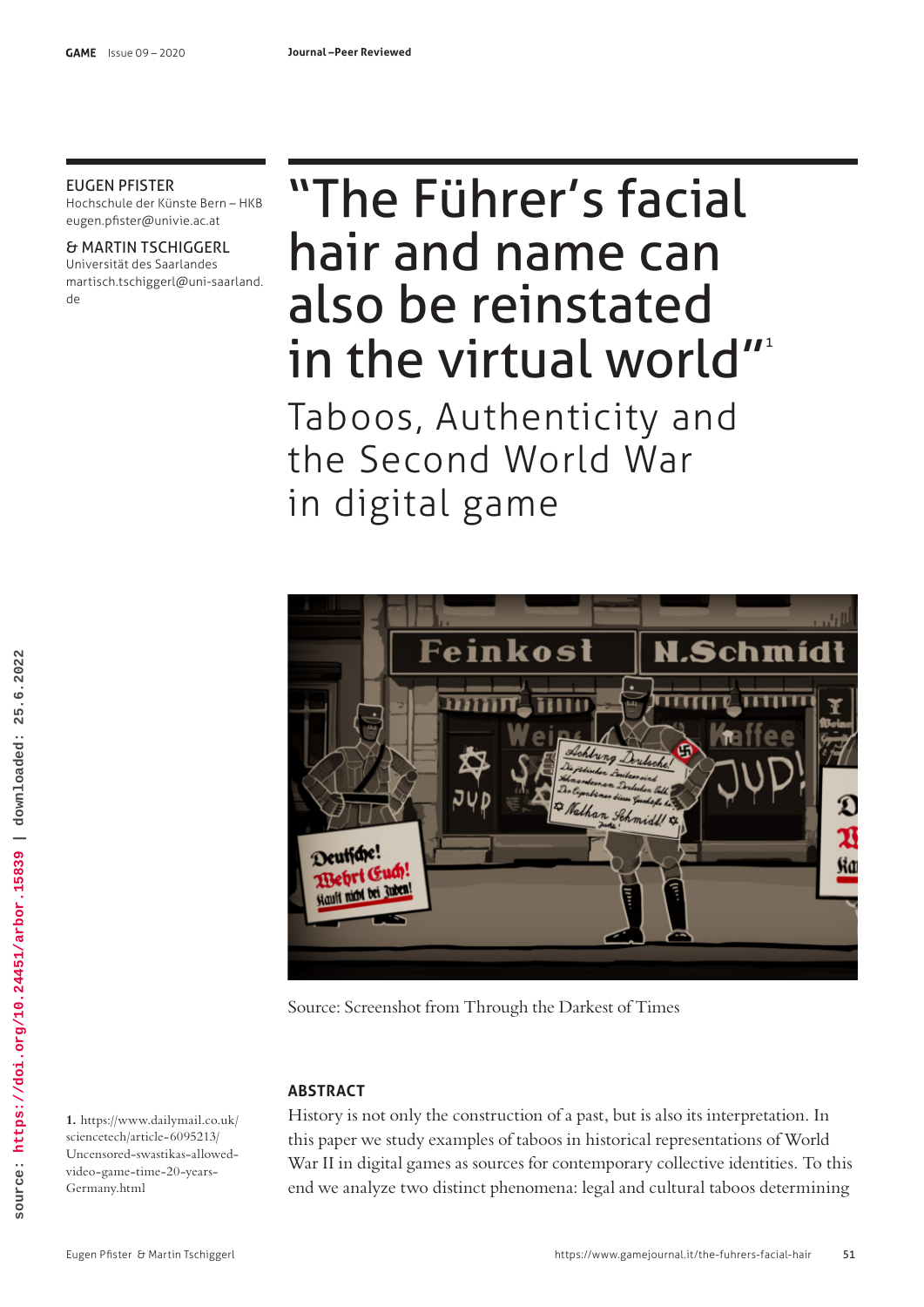EUGEN PFISTER
Hochschule der Künste Bern – HKB
eugen.pfister@univie.ac.at

& MARTIN TSCHIGGERL
Universität des Saarlandes
martisch.tschiggerl@uni-saarland.de

# "The Führer's facial hair and name can also be reinstated in the virtual world"[1]

## Taboos, Authenticity and the Second World War in digital game

Source: Screenshot from Through the Darkest of Times

### ABSTRACT

History is not only the construction of a past, but is also its interpretation. In this paper we study examples of taboos in historical representations of World War II in digital games as sources for contemporary collective identities. To this end we analyze two distinct phenomena: legal and cultural taboos determining

1. https://www.dailymail.co.uk/sciencetech/article-6095213/Uncensored-swastikas-allowed-video-game-time-20-years-Germany.html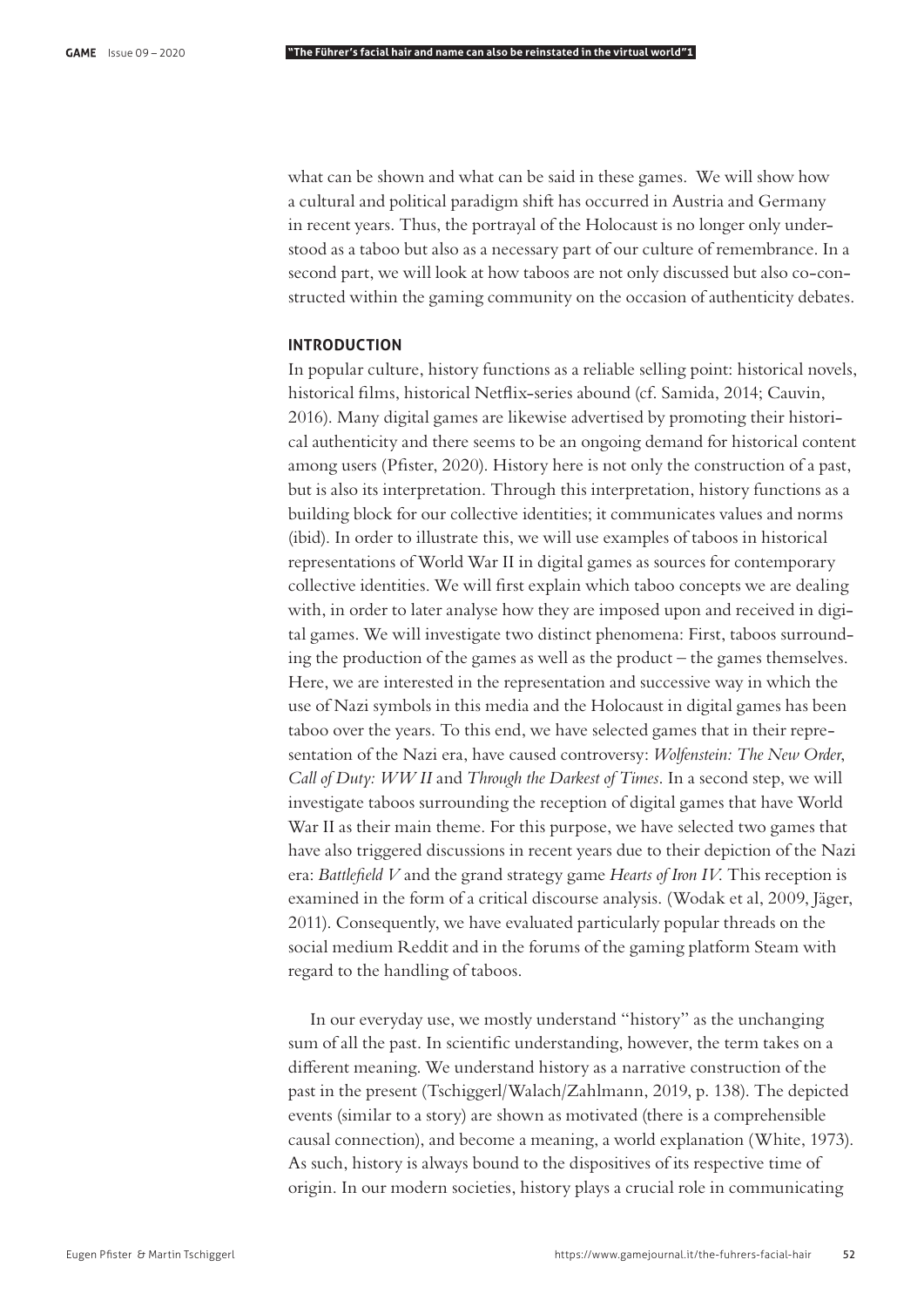what can be shown and what can be said in these games. We will show how a cultural and political paradigm shift has occurred in Austria and Germany in recent years. Thus, the portrayal of the Holocaust is no longer only understood as a taboo but also as a necessary part of our culture of remembrance. In a second part, we will look at how taboos are not only discussed but also co-constructed within the gaming community on the occasion of authenticity debates.

## INTRODUCTION

In popular culture, history functions as a reliable selling point: historical novels, historical films, historical Netflix-series abound (cf. Samida, 2014; Cauvin, 2016). Many digital games are likewise advertised by promoting their historical authenticity and there seems to be an ongoing demand for historical content among users (Pfister, 2020). History here is not only the construction of a past, but is also its interpretation. Through this interpretation, history functions as a building block for our collective identities; it communicates values and norms (ibid). In order to illustrate this, we will use examples of taboos in historical representations of World War II in digital games as sources for contemporary collective identities. We will first explain which taboo concepts we are dealing with, in order to later analyse how they are imposed upon and received in digital games. We will investigate two distinct phenomena: First, taboos surrounding the production of the games as well as the product – the games themselves. Here, we are interested in the representation and successive way in which the use of Nazi symbols in this media and the Holocaust in digital games has been taboo over the years. To this end, we have selected games that in their representation of the Nazi era, have caused controversy: *Wolfenstein: The New Order*, *Call of Duty: WW II* and *Through the Darkest of Times*. In a second step, we will investigate taboos surrounding the reception of digital games that have World War II as their main theme. For this purpose, we have selected two games that have also triggered discussions in recent years due to their depiction of the Nazi era: *Battlefield V* and the grand strategy game *Hearts of Iron IV*. This reception is examined in the form of a critical discourse analysis. (Wodak et al, 2009, Jäger, 2011). Consequently, we have evaluated particularly popular threads on the social medium Reddit and in the forums of the gaming platform Steam with regard to the handling of taboos.

In our everyday use, we mostly understand "history" as the unchanging sum of all the past. In scientific understanding, however, the term takes on a different meaning. We understand history as a narrative construction of the past in the present (Tschiggerl/Walach/Zahlmann, 2019, p. 138). The depicted events (similar to a story) are shown as motivated (there is a comprehensible causal connection), and become a meaning, a world explanation (White, 1973). As such, history is always bound to the dispositives of its respective time of origin. In our modern societies, history plays a crucial role in communicating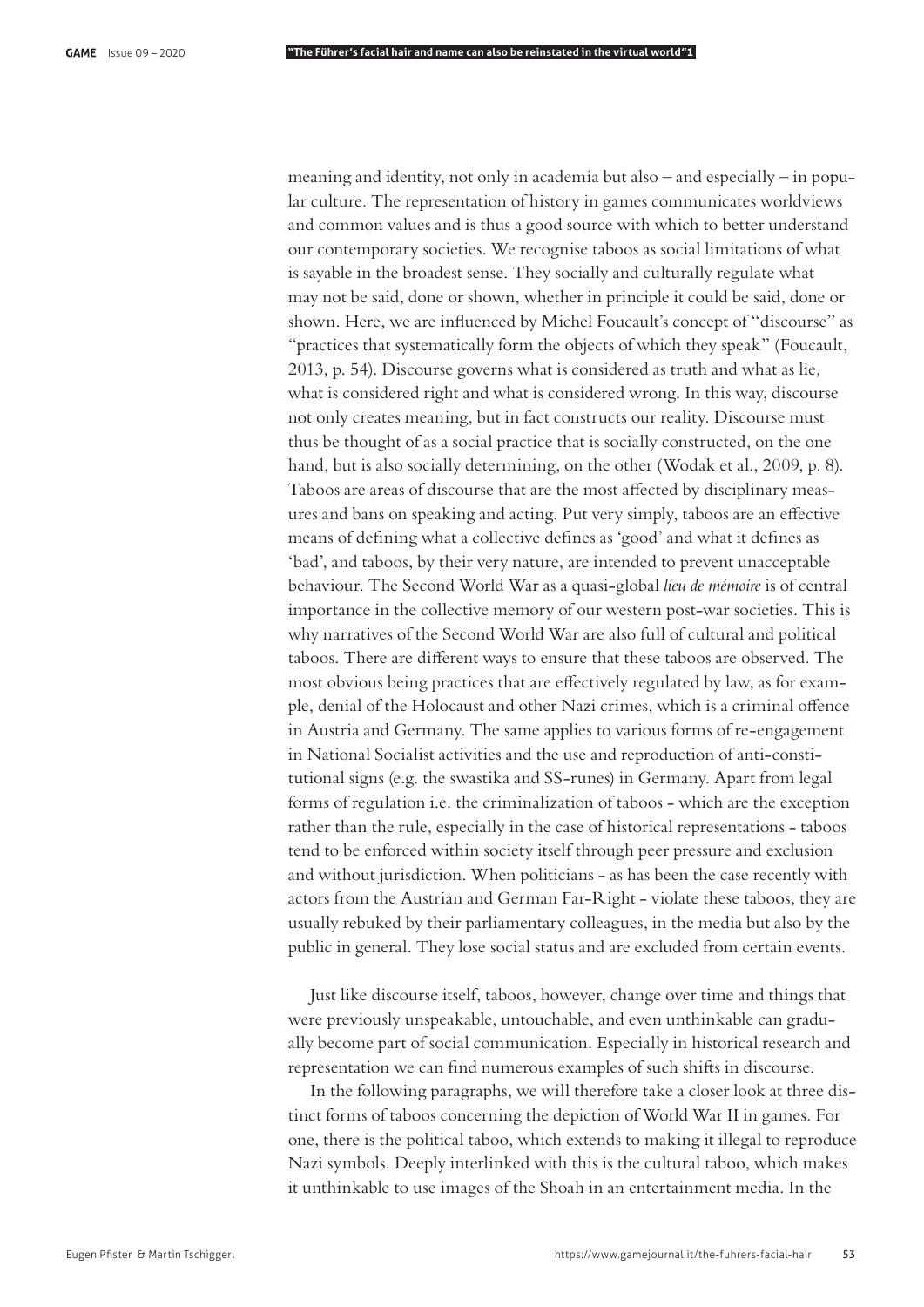meaning and identity, not only in academia but also – and especially – in popular culture. The representation of history in games communicates worldviews and common values and is thus a good source with which to better understand our contemporary societies. We recognise taboos as social limitations of what is sayable in the broadest sense. They socially and culturally regulate what may not be said, done or shown, whether in principle it could be said, done or shown. Here, we are influenced by Michel Foucault's concept of "discourse" as "practices that systematically form the objects of which they speak" (Foucault, 2013, p. 54). Discourse governs what is considered as truth and what as lie, what is considered right and what is considered wrong. In this way, discourse not only creates meaning, but in fact constructs our reality. Discourse must thus be thought of as a social practice that is socially constructed, on the one hand, but is also socially determining, on the other (Wodak et al., 2009, p. 8). Taboos are areas of discourse that are the most affected by disciplinary measures and bans on speaking and acting. Put very simply, taboos are an effective means of defining what a collective defines as 'good' and what it defines as 'bad', and taboos, by their very nature, are intended to prevent unacceptable behaviour. The Second World War as a quasi-global *lieu de mémoire* is of central importance in the collective memory of our western post-war societies. This is why narratives of the Second World War are also full of cultural and political taboos. There are different ways to ensure that these taboos are observed. The most obvious being practices that are effectively regulated by law, as for example, denial of the Holocaust and other Nazi crimes, which is a criminal offence in Austria and Germany. The same applies to various forms of re-engagement in National Socialist activities and the use and reproduction of anti-constitutional signs (e.g. the swastika and SS-runes) in Germany. Apart from legal forms of regulation i.e. the criminalization of taboos - which are the exception rather than the rule, especially in the case of historical representations - taboos tend to be enforced within society itself through peer pressure and exclusion and without jurisdiction. When politicians - as has been the case recently with actors from the Austrian and German Far-Right - violate these taboos, they are usually rebuked by their parliamentary colleagues, in the media but also by the public in general. They lose social status and are excluded from certain events.

Just like discourse itself, taboos, however, change over time and things that were previously unspeakable, untouchable, and even unthinkable can gradually become part of social communication. Especially in historical research and representation we can find numerous examples of such shifts in discourse.

In the following paragraphs, we will therefore take a closer look at three distinct forms of taboos concerning the depiction of World War II in games. For one, there is the political taboo, which extends to making it illegal to reproduce Nazi symbols. Deeply interlinked with this is the cultural taboo, which makes it unthinkable to use images of the Shoah in an entertainment media. In the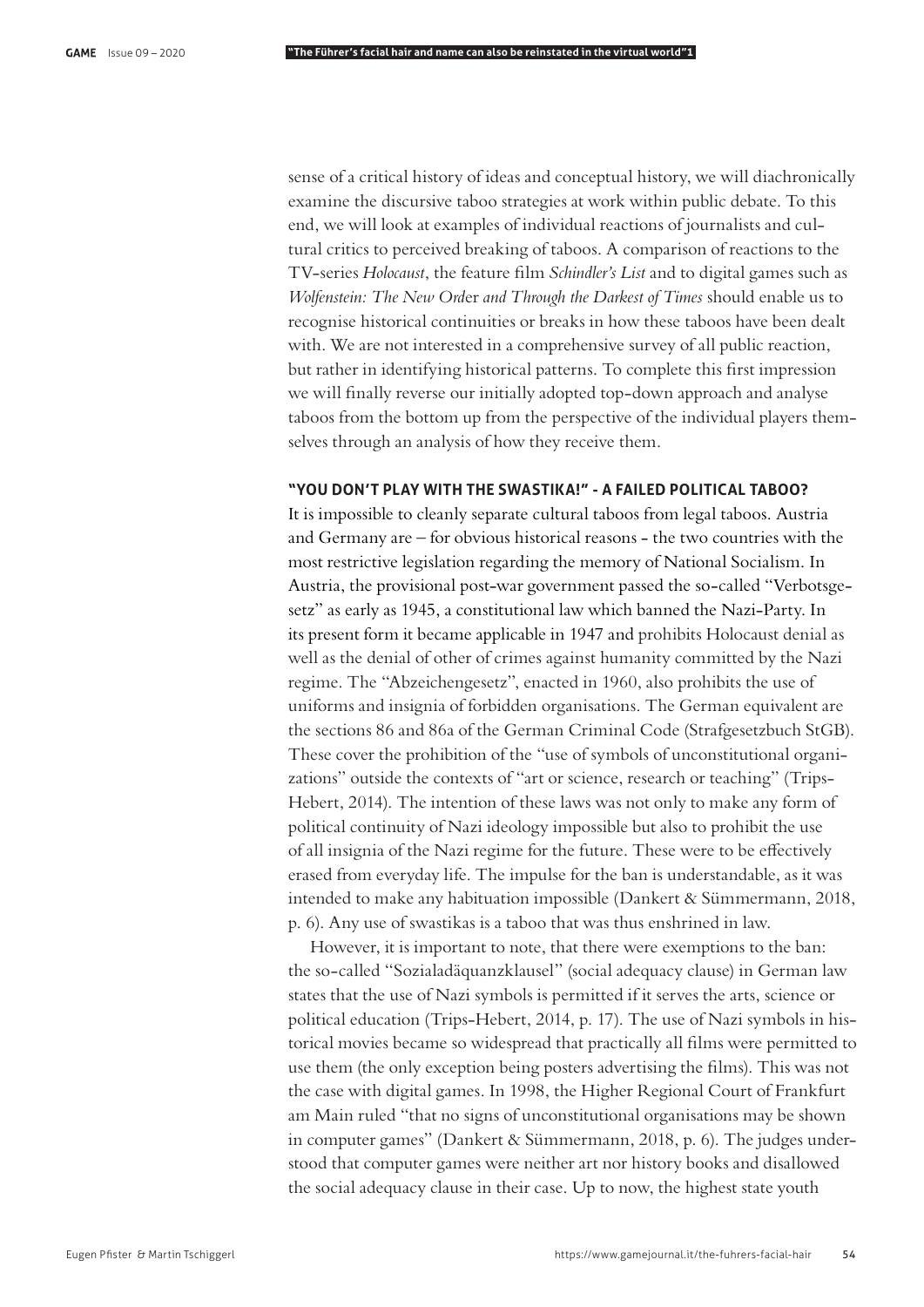sense of a critical history of ideas and conceptual history, we will diachronically examine the discursive taboo strategies at work within public debate. To this end, we will look at examples of individual reactions of journalists and cultural critics to perceived breaking of taboos. A comparison of reactions to the TV-series *Holocaust*, the feature film *Schindler's List* and to digital games such as *Wolfenstein: The New Order and Through the Darkest of Times* should enable us to recognise historical continuities or breaks in how these taboos have been dealt with. We are not interested in a comprehensive survey of all public reaction, but rather in identifying historical patterns. To complete this first impression we will finally reverse our initially adopted top-down approach and analyse taboos from the bottom up from the perspective of the individual players themselves through an analysis of how they receive them.

## "YOU DON'T PLAY WITH THE SWASTIKA!" - A FAILED POLITICAL TABOO?

It is impossible to cleanly separate cultural taboos from legal taboos. Austria and Germany are – for obvious historical reasons - the two countries with the most restrictive legislation regarding the memory of National Socialism. In Austria, the provisional post-war government passed the so-called "Verbotsgesetz" as early as 1945, a constitutional law which banned the Nazi-Party. In its present form it became applicable in 1947 and prohibits Holocaust denial as well as the denial of other of crimes against humanity committed by the Nazi regime. The "Abzeichengesetz", enacted in 1960, also prohibits the use of uniforms and insignia of forbidden organisations. The German equivalent are the sections 86 and 86a of the German Criminal Code (Strafgesetzbuch StGB). These cover the prohibition of the "use of symbols of unconstitutional organizations" outside the contexts of "art or science, research or teaching" (Trips-Hebert, 2014). The intention of these laws was not only to make any form of political continuity of Nazi ideology impossible but also to prohibit the use of all insignia of the Nazi regime for the future. These were to be effectively erased from everyday life. The impulse for the ban is understandable, as it was intended to make any habituation impossible (Dankert & Sümmermann, 2018, p. 6). Any use of swastikas is a taboo that was thus enshrined in law.

However, it is important to note, that there were exemptions to the ban: the so-called "Sozialadäquanzklausel" (social adequacy clause) in German law states that the use of Nazi symbols is permitted if it serves the arts, science or political education (Trips-Hebert, 2014, p. 17). The use of Nazi symbols in historical movies became so widespread that practically all films were permitted to use them (the only exception being posters advertising the films). This was not the case with digital games. In 1998, the Higher Regional Court of Frankfurt am Main ruled "that no signs of unconstitutional organisations may be shown in computer games" (Dankert & Sümmermann, 2018, p. 6). The judges understood that computer games were neither art nor history books and disallowed the social adequacy clause in their case. Up to now, the highest state youth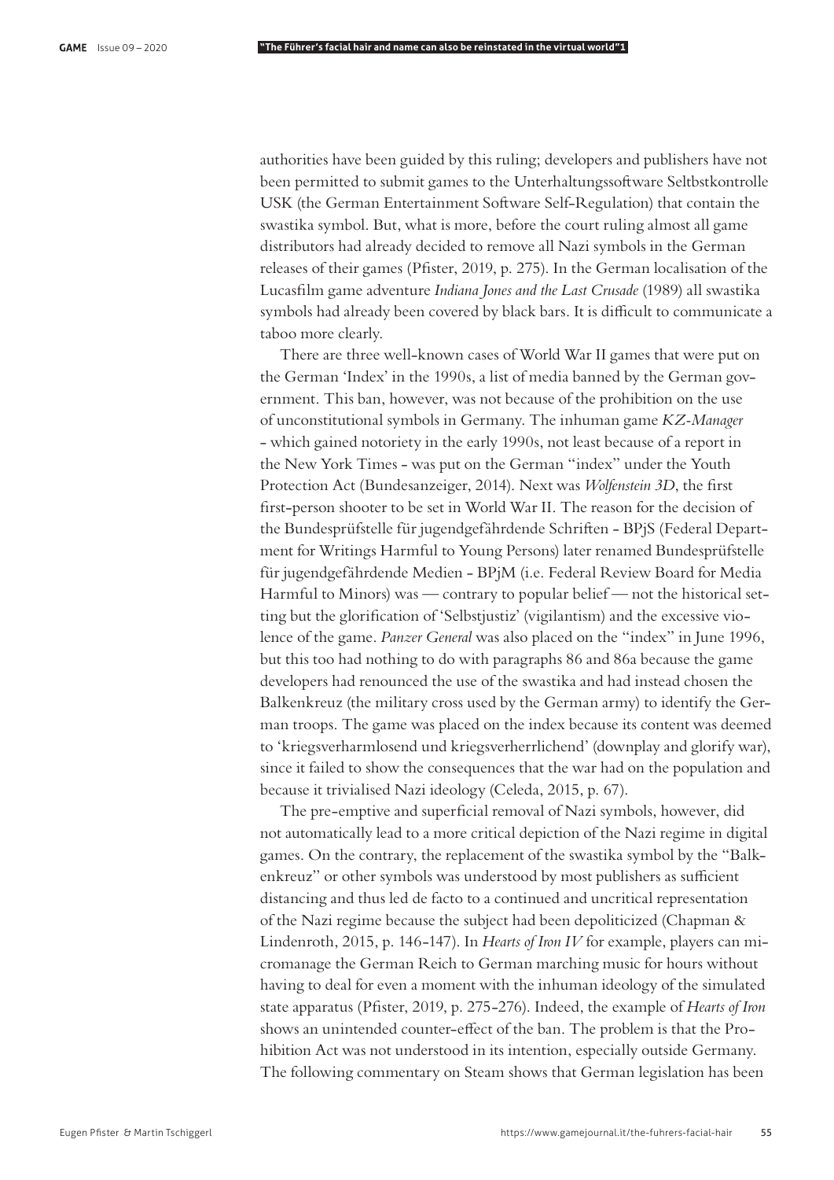authorities have been guided by this ruling; developers and publishers have not been permitted to submit games to the Unterhaltungssoftware Seltbstkontrolle USK (the German Entertainment Software Self-Regulation) that contain the swastika symbol. But, what is more, before the court ruling almost all game distributors had already decided to remove all Nazi symbols in the German releases of their games (Pfister, 2019, p. 275). In the German localisation of the Lucasfilm game adventure *Indiana Jones and the Last Crusade* (1989) all swastika symbols had already been covered by black bars. It is difficult to communicate a taboo more clearly.

There are three well-known cases of World War II games that were put on the German 'Index' in the 1990s, a list of media banned by the German government. This ban, however, was not because of the prohibition on the use of unconstitutional symbols in Germany. The inhuman game *KZ-Manager* - which gained notoriety in the early 1990s, not least because of a report in the New York Times - was put on the German "index" under the Youth Protection Act (Bundesanzeiger, 2014). Next was *Wolfenstein 3D*, the first first-person shooter to be set in World War II. The reason for the decision of the Bundesprüfstelle für jugendgefährdende Schriften - BPjS (Federal Department for Writings Harmful to Young Persons) later renamed Bundesprüfstelle für jugendgefährdende Medien - BPjM (i.e. Federal Review Board for Media Harmful to Minors) was — contrary to popular belief — not the historical setting but the glorification of 'Selbstjustiz' (vigilantism) and the excessive violence of the game. *Panzer General* was also placed on the "index" in June 1996, but this too had nothing to do with paragraphs 86 and 86a because the game developers had renounced the use of the swastika and had instead chosen the Balkenkreuz (the military cross used by the German army) to identify the German troops. The game was placed on the index because its content was deemed to 'kriegsverharmlosend und kriegsverherrlichend' (downplay and glorify war), since it failed to show the consequences that the war had on the population and because it trivialised Nazi ideology (Celeda, 2015, p. 67).

The pre-emptive and superficial removal of Nazi symbols, however, did not automatically lead to a more critical depiction of the Nazi regime in digital games. On the contrary, the replacement of the swastika symbol by the "Balkenkreuz" or other symbols was understood by most publishers as sufficient distancing and thus led de facto to a continued and uncritical representation of the Nazi regime because the subject had been depoliticized (Chapman & Lindenroth, 2015, p. 146-147). In *Hearts of Iron IV* for example, players can micromanage the German Reich to German marching music for hours without having to deal for even a moment with the inhuman ideology of the simulated state apparatus (Pfister, 2019, p. 275-276). Indeed, the example of *Hearts of Iron* shows an unintended counter-effect of the ban. The problem is that the Prohibition Act was not understood in its intention, especially outside Germany. The following commentary on Steam shows that German legislation has been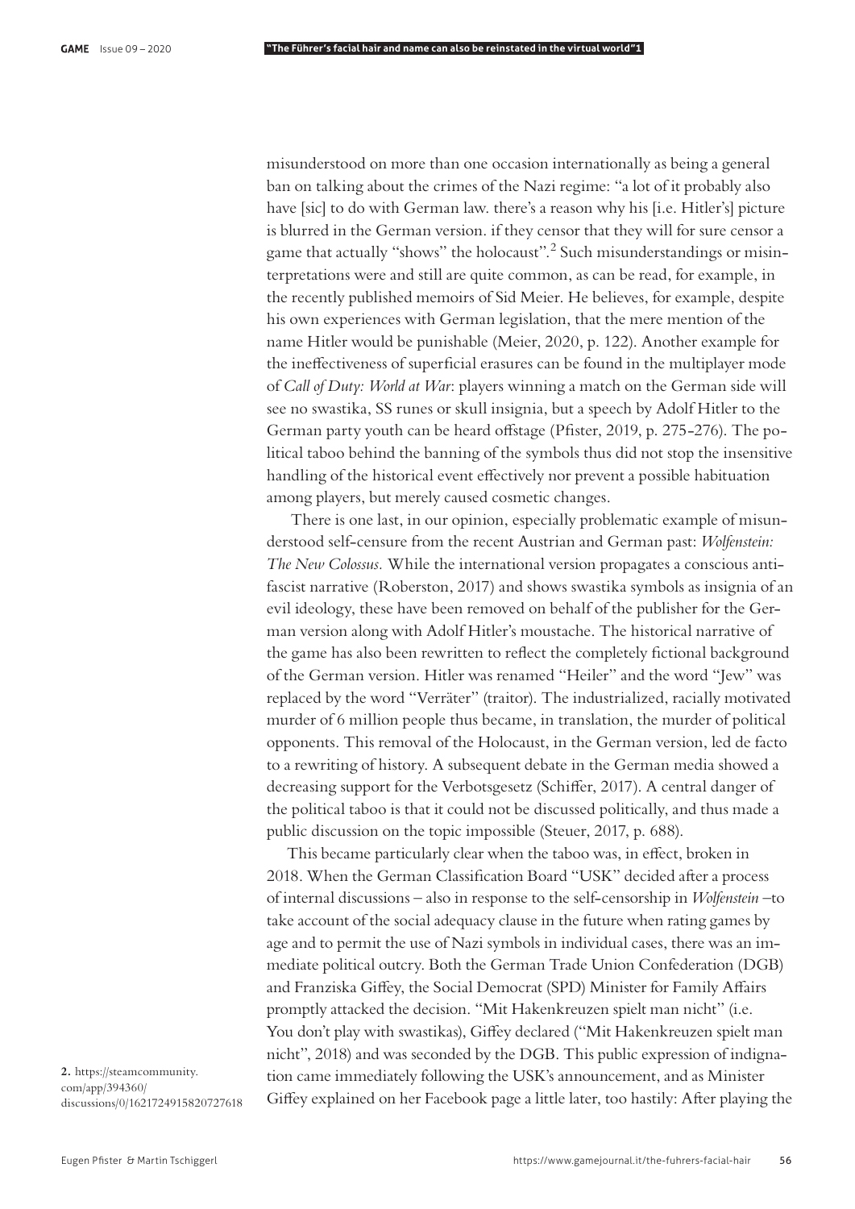misunderstood on more than one occasion internationally as being a general ban on talking about the crimes of the Nazi regime: "a lot of it probably also have [sic] to do with German law. there's a reason why his [i.e. Hitler's] picture is blurred in the German version. if they censor that they will for sure censor a game that actually "shows" the holocaust".[2] Such misunderstandings or misinterpretations were and still are quite common, as can be read, for example, in the recently published memoirs of Sid Meier. He believes, for example, despite his own experiences with German legislation, that the mere mention of the name Hitler would be punishable (Meier, 2020, p. 122). Another example for the ineffectiveness of superficial erasures can be found in the multiplayer mode of *Call of Duty: World at War*: players winning a match on the German side will see no swastika, SS runes or skull insignia, but a speech by Adolf Hitler to the German party youth can be heard offstage (Pfister, 2019, p. 275-276). The political taboo behind the banning of the symbols thus did not stop the insensitive handling of the historical event effectively nor prevent a possible habituation among players, but merely caused cosmetic changes.

There is one last, in our opinion, especially problematic example of misunderstood self-censure from the recent Austrian and German past: *Wolfenstein: The New Colossus.* While the international version propagates a conscious anti-fascist narrative (Roberston, 2017) and shows swastika symbols as insignia of an evil ideology, these have been removed on behalf of the publisher for the German version along with Adolf Hitler's moustache. The historical narrative of the game has also been rewritten to reflect the completely fictional background of the German version. Hitler was renamed "Heiler" and the word "Jew" was replaced by the word "Verräter" (traitor). The industrialized, racially motivated murder of 6 million people thus became, in translation, the murder of political opponents. This removal of the Holocaust, in the German version, led de facto to a rewriting of history. A subsequent debate in the German media showed a decreasing support for the Verbotsgesetz (Schiffer, 2017). A central danger of the political taboo is that it could not be discussed politically, and thus made a public discussion on the topic impossible (Steuer, 2017, p. 688).

This became particularly clear when the taboo was, in effect, broken in 2018. When the German Classification Board "USK" decided after a process of internal discussions – also in response to the self-censorship in *Wolfenstein* –to take account of the social adequacy clause in the future when rating games by age and to permit the use of Nazi symbols in individual cases, there was an immediate political outcry. Both the German Trade Union Confederation (DGB) and Franziska Giffey, the Social Democrat (SPD) Minister for Family Affairs promptly attacked the decision. "Mit Hakenkreuzen spielt man nicht" (i.e. You don't play with swastikas), Giffey declared ("Mit Hakenkreuzen spielt man nicht", 2018) and was seconded by the DGB. This public expression of indignation came immediately following the USK's announcement, and as Minister Giffey explained on her Facebook page a little later, too hastily: After playing the

**2.** https://steamcommunity.com/app/394360/discussions/0/1621724915820727618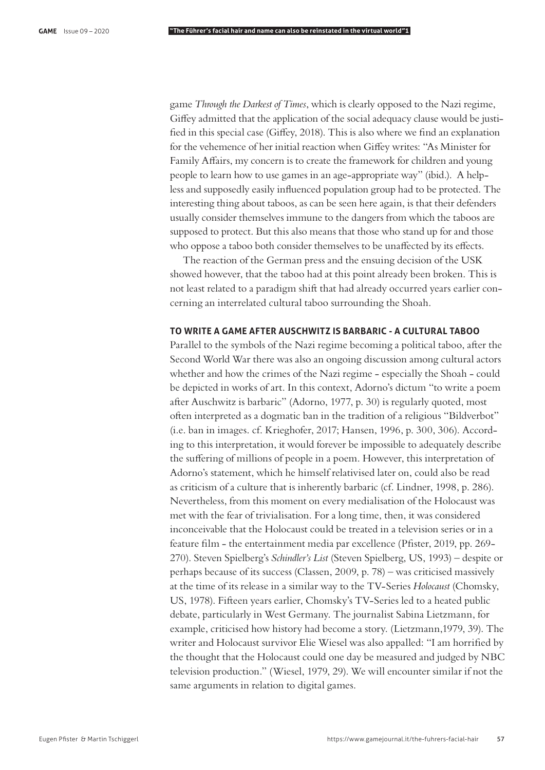game *Through the Darkest of Times*, which is clearly opposed to the Nazi regime, Giffey admitted that the application of the social adequacy clause would be justified in this special case (Giffey, 2018). This is also where we find an explanation for the vehemence of her initial reaction when Giffey writes: "As Minister for Family Affairs, my concern is to create the framework for children and young people to learn how to use games in an age-appropriate way" (ibid.). A helpless and supposedly easily influenced population group had to be protected. The interesting thing about taboos, as can be seen here again, is that their defenders usually consider themselves immune to the dangers from which the taboos are supposed to protect. But this also means that those who stand up for and those who oppose a taboo both consider themselves to be unaffected by its effects.

The reaction of the German press and the ensuing decision of the USK showed however, that the taboo had at this point already been broken. This is not least related to a paradigm shift that had already occurred years earlier concerning an interrelated cultural taboo surrounding the Shoah.

## TO WRITE A GAME AFTER AUSCHWITZ IS BARBARIC - A CULTURAL TABOO

Parallel to the symbols of the Nazi regime becoming a political taboo, after the Second World War there was also an ongoing discussion among cultural actors whether and how the crimes of the Nazi regime - especially the Shoah - could be depicted in works of art. In this context, Adorno's dictum "to write a poem after Auschwitz is barbaric" (Adorno, 1977, p. 30) is regularly quoted, most often interpreted as a dogmatic ban in the tradition of a religious "Bildverbot" (i.e. ban in images. cf. Krieghofer, 2017; Hansen, 1996, p. 300, 306). According to this interpretation, it would forever be impossible to adequately describe the suffering of millions of people in a poem. However, this interpretation of Adorno's statement, which he himself relativised later on, could also be read as criticism of a culture that is inherently barbaric (cf. Lindner, 1998, p. 286). Nevertheless, from this moment on every medialisation of the Holocaust was met with the fear of trivialisation. For a long time, then, it was considered inconceivable that the Holocaust could be treated in a television series or in a feature film - the entertainment media par excellence (Pfister, 2019, pp. 269-270). Steven Spielberg's *Schindler's List* (Steven Spielberg, US, 1993) – despite or perhaps because of its success (Classen, 2009, p. 78) – was criticised massively at the time of its release in a similar way to the TV-Series *Holocaust* (Chomsky, US, 1978). Fifteen years earlier, Chomsky's TV-Series led to a heated public debate, particularly in West Germany. The journalist Sabina Lietzmann, for example, criticised how history had become a story. (Lietzmann,1979, 39). The writer and Holocaust survivor Elie Wiesel was also appalled: "I am horrified by the thought that the Holocaust could one day be measured and judged by NBC television production." (Wiesel, 1979, 29). We will encounter similar if not the same arguments in relation to digital games.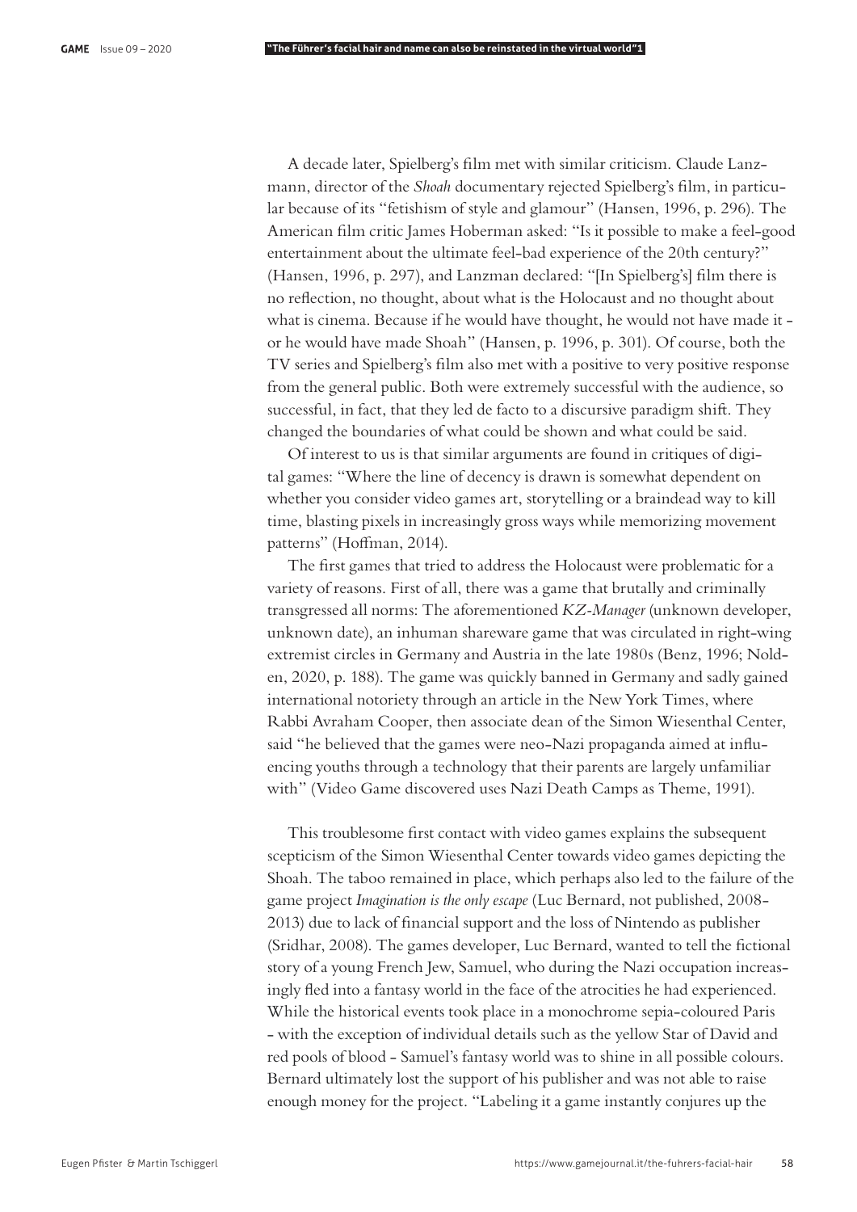A decade later, Spielberg's film met with similar criticism. Claude Lanzmann, director of the *Shoah* documentary rejected Spielberg's film, in particular because of its "fetishism of style and glamour" (Hansen, 1996, p. 296). The American film critic James Hoberman asked: "Is it possible to make a feel-good entertainment about the ultimate feel-bad experience of the 20th century?" (Hansen, 1996, p. 297), and Lanzman declared: "[In Spielberg's] film there is no reflection, no thought, about what is the Holocaust and no thought about what is cinema. Because if he would have thought, he would not have made it - or he would have made Shoah" (Hansen, p. 1996, p. 301). Of course, both the TV series and Spielberg's film also met with a positive to very positive response from the general public. Both were extremely successful with the audience, so successful, in fact, that they led de facto to a discursive paradigm shift. They changed the boundaries of what could be shown and what could be said.

Of interest to us is that similar arguments are found in critiques of digital games: "Where the line of decency is drawn is somewhat dependent on whether you consider video games art, storytelling or a braindead way to kill time, blasting pixels in increasingly gross ways while memorizing movement patterns" (Hoffman, 2014).

The first games that tried to address the Holocaust were problematic for a variety of reasons. First of all, there was a game that brutally and criminally transgressed all norms: The aforementioned *KZ-Manager* (unknown developer, unknown date), an inhuman shareware game that was circulated in right-wing extremist circles in Germany and Austria in the late 1980s (Benz, 1996; Nolden, 2020, p. 188). The game was quickly banned in Germany and sadly gained international notoriety through an article in the New York Times, where Rabbi Avraham Cooper, then associate dean of the Simon Wiesenthal Center, said "he believed that the games were neo-Nazi propaganda aimed at influencing youths through a technology that their parents are largely unfamiliar with" (Video Game discovered uses Nazi Death Camps as Theme, 1991).

This troublesome first contact with video games explains the subsequent scepticism of the Simon Wiesenthal Center towards video games depicting the Shoah. The taboo remained in place, which perhaps also led to the failure of the game project *Imagination is the only escape* (Luc Bernard, not published, 2008-2013) due to lack of financial support and the loss of Nintendo as publisher (Sridhar, 2008). The games developer, Luc Bernard, wanted to tell the fictional story of a young French Jew, Samuel, who during the Nazi occupation increasingly fled into a fantasy world in the face of the atrocities he had experienced. While the historical events took place in a monochrome sepia-coloured Paris - with the exception of individual details such as the yellow Star of David and red pools of blood - Samuel's fantasy world was to shine in all possible colours. Bernard ultimately lost the support of his publisher and was not able to raise enough money for the project. "Labeling it a game instantly conjures up the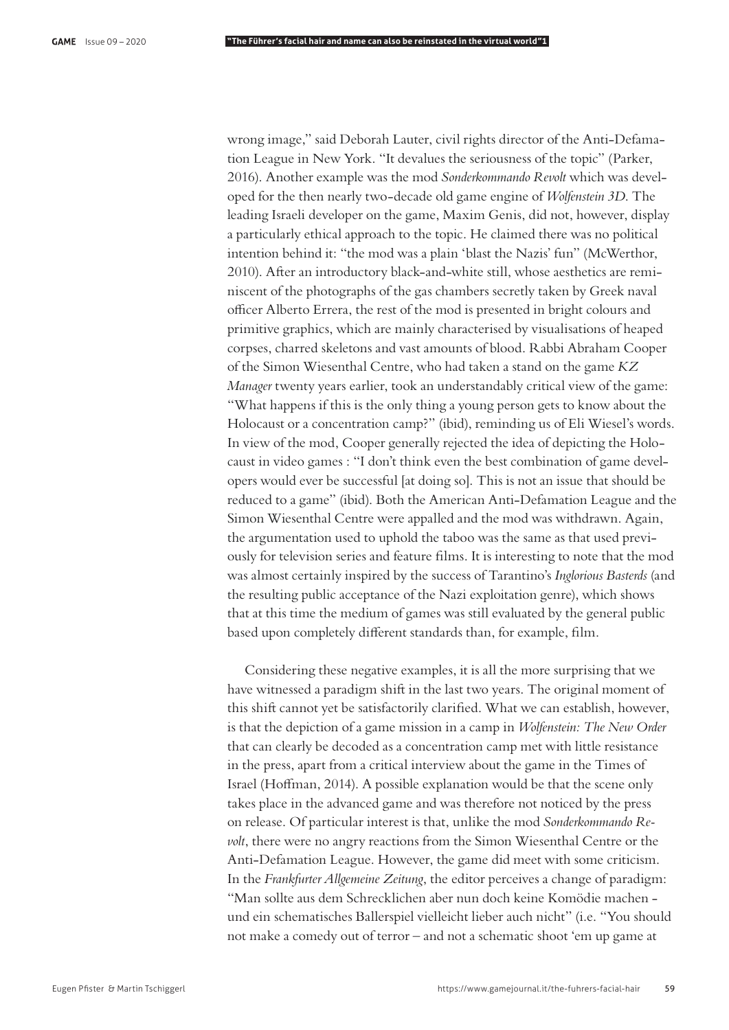wrong image," said Deborah Lauter, civil rights director of the Anti-Defamation League in New York. "It devalues the seriousness of the topic" (Parker, 2016). Another example was the mod *Sonderkommando Revolt* which was developed for the then nearly two-decade old game engine of *Wolfenstein 3D*. The leading Israeli developer on the game, Maxim Genis, did not, however, display a particularly ethical approach to the topic. He claimed there was no political intention behind it: "the mod was a plain 'blast the Nazis' fun" (McWerthor, 2010). After an introductory black-and-white still, whose aesthetics are reminiscent of the photographs of the gas chambers secretly taken by Greek naval officer Alberto Errera, the rest of the mod is presented in bright colours and primitive graphics, which are mainly characterised by visualisations of heaped corpses, charred skeletons and vast amounts of blood. Rabbi Abraham Cooper of the Simon Wiesenthal Centre, who had taken a stand on the game *KZ Manager* twenty years earlier, took an understandably critical view of the game: "What happens if this is the only thing a young person gets to know about the Holocaust or a concentration camp?" (ibid), reminding us of Eli Wiesel's words. In view of the mod, Cooper generally rejected the idea of depicting the Holocaust in video games : "I don't think even the best combination of game developers would ever be successful [at doing so]. This is not an issue that should be reduced to a game" (ibid). Both the American Anti-Defamation League and the Simon Wiesenthal Centre were appalled and the mod was withdrawn. Again, the argumentation used to uphold the taboo was the same as that used previously for television series and feature films. It is interesting to note that the mod was almost certainly inspired by the success of Tarantino's *Inglorious Basterds* (and the resulting public acceptance of the Nazi exploitation genre), which shows that at this time the medium of games was still evaluated by the general public based upon completely different standards than, for example, film.

Considering these negative examples, it is all the more surprising that we have witnessed a paradigm shift in the last two years. The original moment of this shift cannot yet be satisfactorily clarified. What we can establish, however, is that the depiction of a game mission in a camp in *Wolfenstein: The New Order* that can clearly be decoded as a concentration camp met with little resistance in the press, apart from a critical interview about the game in the Times of Israel (Hoffman, 2014). A possible explanation would be that the scene only takes place in the advanced game and was therefore not noticed by the press on release. Of particular interest is that, unlike the mod *Sonderkommando Revolt*, there were no angry reactions from the Simon Wiesenthal Centre or the Anti-Defamation League. However, the game did meet with some criticism. In the *Frankfurter Allgemeine Zeitung*, the editor perceives a change of paradigm: "Man sollte aus dem Schrecklichen aber nun doch keine Komödie machen - und ein schematisches Ballerspiel vielleicht lieber auch nicht" (i.e. "You should not make a comedy out of terror – and not a schematic shoot 'em up game at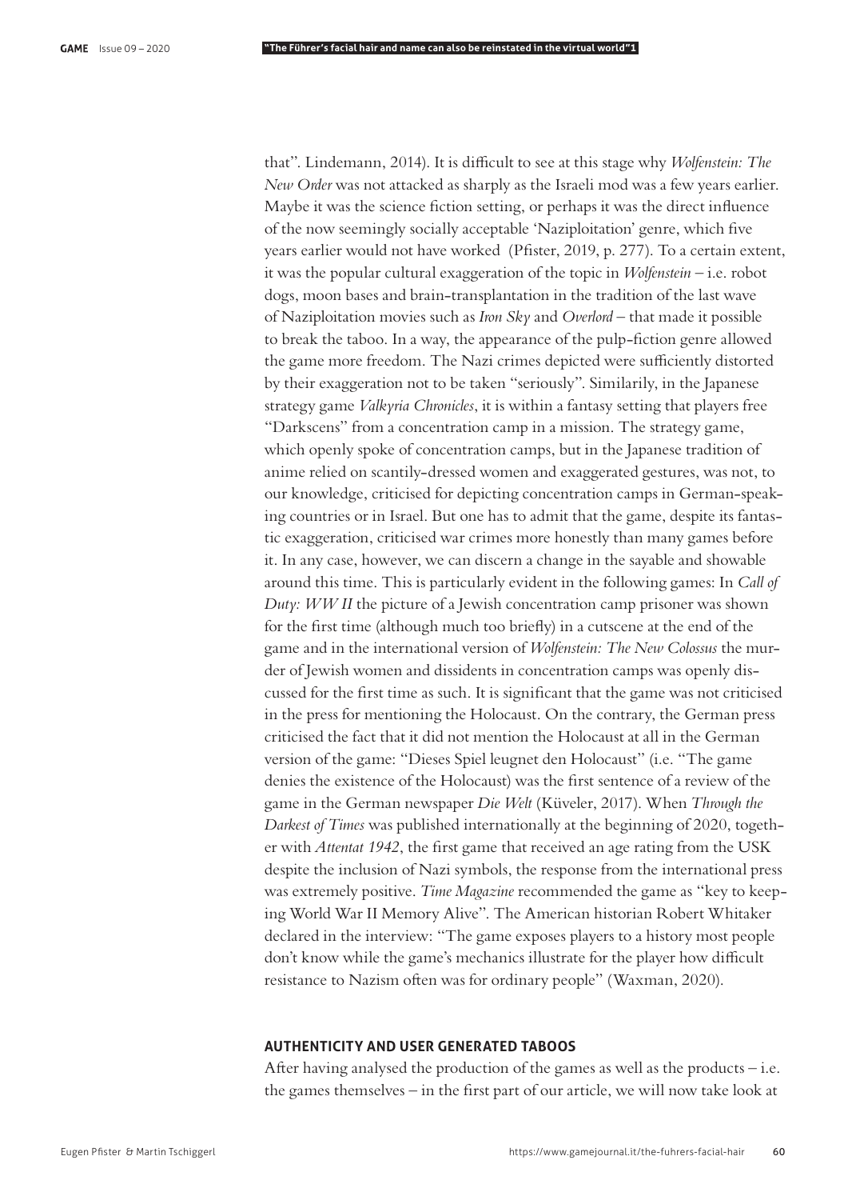that". Lindemann, 2014). It is difficult to see at this stage why *Wolfenstein: The New Order* was not attacked as sharply as the Israeli mod was a few years earlier. Maybe it was the science fiction setting, or perhaps it was the direct influence of the now seemingly socially acceptable 'Naziploitation' genre, which five years earlier would not have worked (Pfister, 2019, p. 277). To a certain extent, it was the popular cultural exaggeration of the topic in *Wolfenstein* – i.e. robot dogs, moon bases and brain-transplantation in the tradition of the last wave of Naziploitation movies such as *Iron Sky* and *Overlord* – that made it possible to break the taboo. In a way, the appearance of the pulp-fiction genre allowed the game more freedom. The Nazi crimes depicted were sufficiently distorted by their exaggeration not to be taken "seriously". Similarily, in the Japanese strategy game *Valkyria Chronicles*, it is within a fantasy setting that players free "Darkscens" from a concentration camp in a mission. The strategy game, which openly spoke of concentration camps, but in the Japanese tradition of anime relied on scantily-dressed women and exaggerated gestures, was not, to our knowledge, criticised for depicting concentration camps in German-speaking countries or in Israel. But one has to admit that the game, despite its fantastic exaggeration, criticised war crimes more honestly than many games before it. In any case, however, we can discern a change in the sayable and showable around this time. This is particularly evident in the following games: In *Call of Duty: WW II* the picture of a Jewish concentration camp prisoner was shown for the first time (although much too briefly) in a cutscene at the end of the game and in the international version of *Wolfenstein: The New Colossus* the murder of Jewish women and dissidents in concentration camps was openly discussed for the first time as such. It is significant that the game was not criticised in the press for mentioning the Holocaust. On the contrary, the German press criticised the fact that it did not mention the Holocaust at all in the German version of the game: "Dieses Spiel leugnet den Holocaust" (i.e. "The game denies the existence of the Holocaust) was the first sentence of a review of the game in the German newspaper *Die Welt* (Küveler, 2017). When *Through the Darkest of Times* was published internationally at the beginning of 2020, together with *Attentat 1942*, the first game that received an age rating from the USK despite the inclusion of Nazi symbols, the response from the international press was extremely positive. *Time Magazine* recommended the game as "key to keeping World War II Memory Alive". The American historian Robert Whitaker declared in the interview: "The game exposes players to a history most people don't know while the game's mechanics illustrate for the player how difficult resistance to Nazism often was for ordinary people" (Waxman, 2020).

## AUTHENTICITY AND USER GENERATED TABOOS

After having analysed the production of the games as well as the products – i.e. the games themselves – in the first part of our article, we will now take look at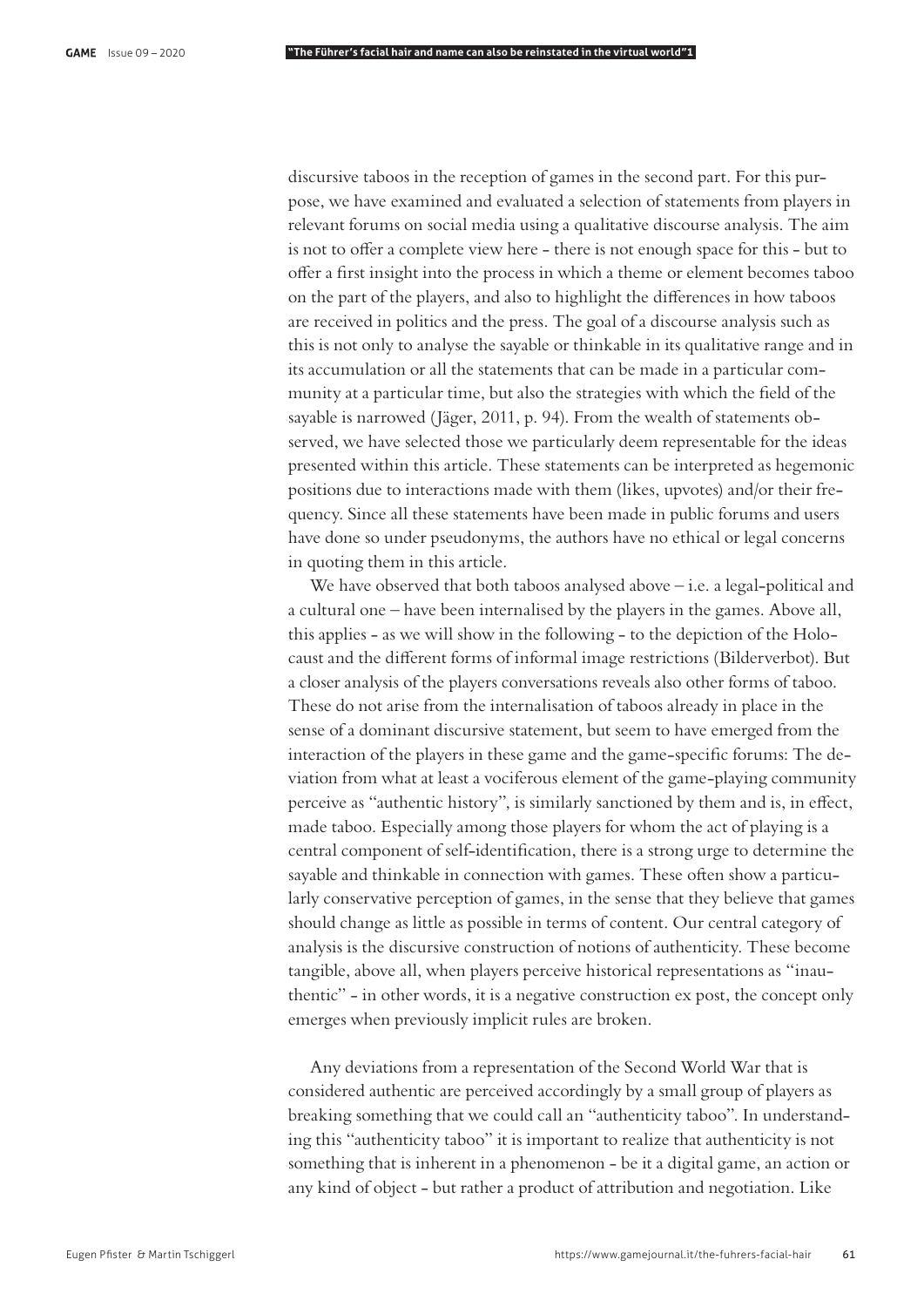discursive taboos in the reception of games in the second part. For this purpose, we have examined and evaluated a selection of statements from players in relevant forums on social media using a qualitative discourse analysis. The aim is not to offer a complete view here - there is not enough space for this - but to offer a first insight into the process in which a theme or element becomes taboo on the part of the players, and also to highlight the differences in how taboos are received in politics and the press. The goal of a discourse analysis such as this is not only to analyse the sayable or thinkable in its qualitative range and in its accumulation or all the statements that can be made in a particular community at a particular time, but also the strategies with which the field of the sayable is narrowed (Jäger, 2011, p. 94). From the wealth of statements observed, we have selected those we particularly deem representable for the ideas presented within this article. These statements can be interpreted as hegemonic positions due to interactions made with them (likes, upvotes) and/or their frequency. Since all these statements have been made in public forums and users have done so under pseudonyms, the authors have no ethical or legal concerns in quoting them in this article.

We have observed that both taboos analysed above – i.e. a legal-political and a cultural one – have been internalised by the players in the games. Above all, this applies - as we will show in the following - to the depiction of the Holocaust and the different forms of informal image restrictions (Bilderverbot). But a closer analysis of the players conversations reveals also other forms of taboo. These do not arise from the internalisation of taboos already in place in the sense of a dominant discursive statement, but seem to have emerged from the interaction of the players in these game and the game-specific forums: The deviation from what at least a vociferous element of the game-playing community perceive as "authentic history", is similarly sanctioned by them and is, in effect, made taboo. Especially among those players for whom the act of playing is a central component of self-identification, there is a strong urge to determine the sayable and thinkable in connection with games. These often show a particularly conservative perception of games, in the sense that they believe that games should change as little as possible in terms of content. Our central category of analysis is the discursive construction of notions of authenticity. These become tangible, above all, when players perceive historical representations as "inauthentic" - in other words, it is a negative construction ex post, the concept only emerges when previously implicit rules are broken.

Any deviations from a representation of the Second World War that is considered authentic are perceived accordingly by a small group of players as breaking something that we could call an "authenticity taboo". In understanding this "authenticity taboo" it is important to realize that authenticity is not something that is inherent in a phenomenon - be it a digital game, an action or any kind of object - but rather a product of attribution and negotiation. Like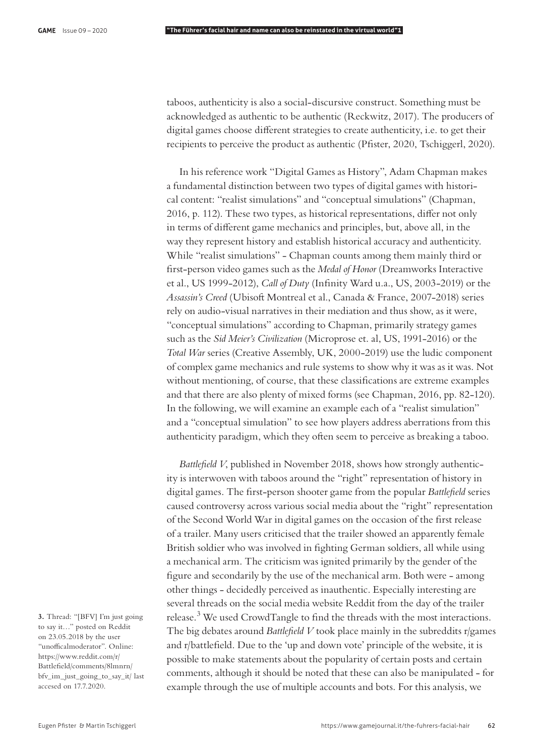taboos, authenticity is also a social-discursive construct. Something must be acknowledged as authentic to be authentic (Reckwitz, 2017). The producers of digital games choose different strategies to create authenticity, i.e. to get their recipients to perceive the product as authentic (Pfister, 2020, Tschiggerl, 2020).

In his reference work "Digital Games as History", Adam Chapman makes a fundamental distinction between two types of digital games with historical content: "realist simulations" and "conceptual simulations" (Chapman, 2016, p. 112). These two types, as historical representations, differ not only in terms of different game mechanics and principles, but, above all, in the way they represent history and establish historical accuracy and authenticity. While "realist simulations" - Chapman counts among them mainly third or first-person video games such as the *Medal of Honor* (Dreamworks Interactive et al., US 1999-2012), *Call of Duty* (Infinity Ward u.a., US, 2003-2019) or the *Assassin's Creed* (Ubisoft Montreal et al., Canada & France, 2007-2018) series rely on audio-visual narratives in their mediation and thus show, as it were, "conceptual simulations" according to Chapman, primarily strategy games such as the *Sid Meier's Civilization* (Microprose et. al, US, 1991-2016) or the *Total War* series (Creative Assembly, UK, 2000-2019) use the ludic component of complex game mechanics and rule systems to show why it was as it was. Not without mentioning, of course, that these classifications are extreme examples and that there are also plenty of mixed forms (see Chapman, 2016, pp. 82-120). In the following, we will examine an example each of a "realist simulation" and a "conceptual simulation" to see how players address aberrations from this authenticity paradigm, which they often seem to perceive as breaking a taboo.

*Battlefield V*, published in November 2018, shows how strongly authenticity is interwoven with taboos around the "right" representation of history in digital games. The first-person shooter game from the popular *Battlefield* series caused controversy across various social media about the "right" representation of the Second World War in digital games on the occasion of the first release of a trailer. Many users criticised that the trailer showed an apparently female British soldier who was involved in fighting German soldiers, all while using a mechanical arm. The criticism was ignited primarily by the gender of the figure and secondarily by the use of the mechanical arm. Both were - among other things - decidedly perceived as inauthentic. Especially interesting are several threads on the social media website Reddit from the day of the trailer release.[3] We used CrowdTangle to find the threads with the most interactions. The big debates around *Battlefield V* took place mainly in the subreddits r/games and r/battlefield. Due to the 'up and down vote' principle of the website, it is possible to make statements about the popularity of certain posts and certain comments, although it should be noted that these can also be manipulated - for example through the use of multiple accounts and bots. For this analysis, we

**3.** Thread: "[BFV] I'm just going to say it…" posted on Reddit on 23.05.2018 by the user "unofficalmoderator". Online: https://www.reddit.com/r/Battlefield/comments/8lmnrn/bfv_im_just_going_to_say_it/ last accesed on 17.7.2020.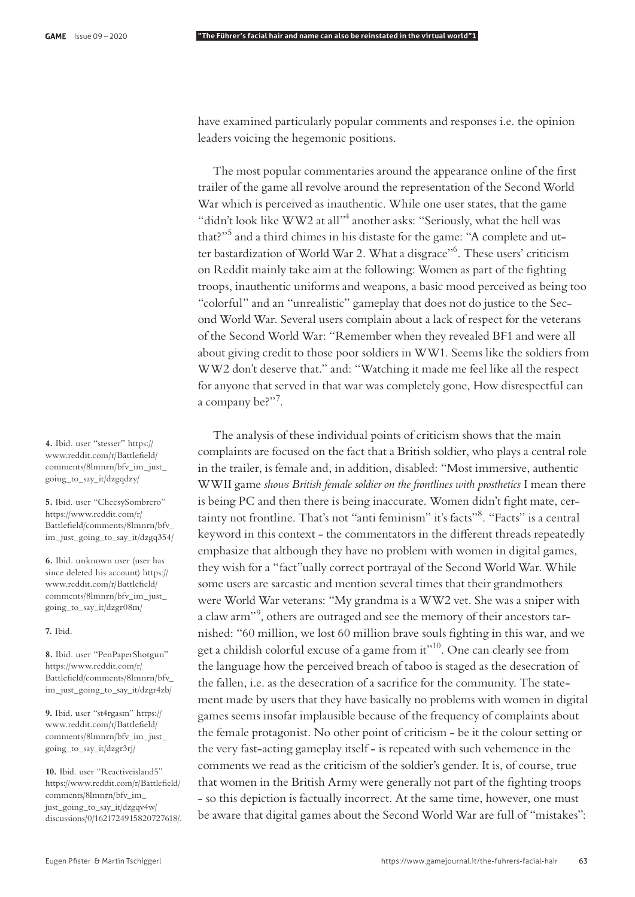have examined particularly popular comments and responses i.e. the opinion leaders voicing the hegemonic positions.

The most popular commentaries around the appearance online of the first trailer of the game all revolve around the representation of the Second World War which is perceived as inauthentic. While one user states, that the game "didn't look like WW2 at all"[4] another asks: "Seriously, what the hell was that?"[5] and a third chimes in his distaste for the game: "A complete and utter bastardization of World War 2. What a disgrace"[6]. These users' criticism on Reddit mainly take aim at the following: Women as part of the fighting troops, inauthentic uniforms and weapons, a basic mood perceived as being too "colorful" and an "unrealistic" gameplay that does not do justice to the Second World War. Several users complain about a lack of respect for the veterans of the Second World War: "Remember when they revealed BF1 and were all about giving credit to those poor soldiers in WW1. Seems like the soldiers from WW2 don't deserve that." and: "Watching it made me feel like all the respect for anyone that served in that war was completely gone, How disrespectful can a company be?"[7].

The analysis of these individual points of criticism shows that the main complaints are focused on the fact that a British soldier, who plays a central role in the trailer, is female and, in addition, disabled: "Most immersive, authentic WWII game *shows British female soldier on the frontlines with prosthetics* I mean there is being PC and then there is being inaccurate. Women didn't fight mate, certainty not frontline. That's not "anti feminism" it's facts"[8]. "Facts" is a central keyword in this context - the commentators in the different threads repeatedly emphasize that although they have no problem with women in digital games, they wish for a "fact"ually correct portrayal of the Second World War. While some users are sarcastic and mention several times that their grandmothers were World War veterans: "My grandma is a WW2 vet. She was a sniper with a claw arm"[9], others are outraged and see the memory of their ancestors tarnished: "60 million, we lost 60 million brave souls fighting in this war, and we get a childish colorful excuse of a game from it"[10]. One can clearly see from the language how the perceived breach of taboo is staged as the desecration of the fallen, i.e. as the desecration of a sacrifice for the community. The statement made by users that they have basically no problems with women in digital games seems insofar implausible because of the frequency of complaints about the female protagonist. No other point of criticism - be it the colour setting or the very fast-acting gameplay itself - is repeated with such vehemence in the comments we read as the criticism of the soldier's gender. It is, of course, true that women in the British Army were generally not part of the fighting troops - so this depiction is factually incorrect. At the same time, however, one must be aware that digital games about the Second World War are full of "mistakes":

**4.** Ibid. user "stesser" https://www.reddit.com/r/Battlefield/comments/8lmnrn/bfv_im_just_going_to_say_it/dzgqdzy/

**5.** Ibid. user "CheesySombrero" https://www.reddit.com/r/Battlefield/comments/8lmnrn/bfv_im_just_going_to_say_it/dzgq354/

**6.** Ibid. unknown user (user has since deleted his account) https://www.reddit.com/r/Battlefield/comments/8lmnrn/bfv_im_just_going_to_say_it/dzgr08m/

**7.** Ibid.

**8.** Ibid. user "PenPaperShotgun" https://www.reddit.com/r/Battlefield/comments/8lmnrn/bfv_im_just_going_to_say_it/dzgr4zb/

**9.** Ibid. user "st4rgasm" https://www.reddit.com/r/Battlefield/comments/8lmnrn/bfv_im_just_going_to_say_it/dzgr3rj/

**10.** Ibid. user "Reactiveisland5" https://www.reddit.com/r/Battlefield/comments/8lmnrn/bfv_im_just_going_to_say_it/dzgqv4w/discussions/0/1621724915820727618/.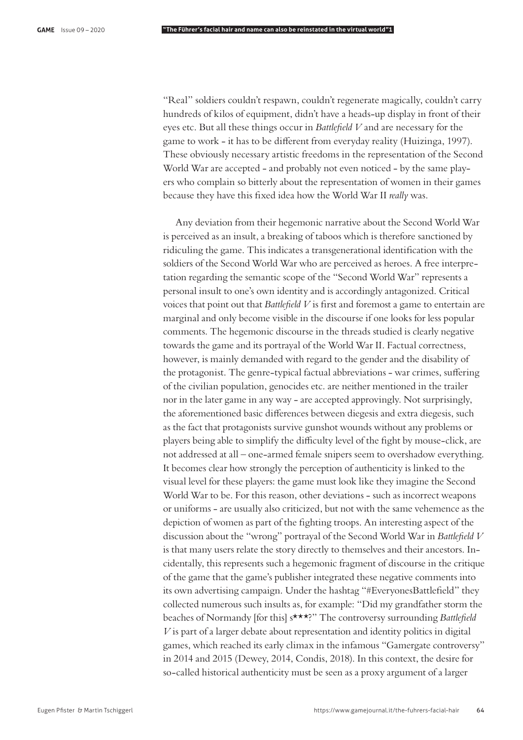"Real" soldiers couldn't respawn, couldn't regenerate magically, couldn't carry hundreds of kilos of equipment, didn't have a heads-up display in front of their eyes etc. But all these things occur in *Battlefield V* and are necessary for the game to work - it has to be different from everyday reality (Huizinga, 1997). These obviously necessary artistic freedoms in the representation of the Second World War are accepted - and probably not even noticed - by the same players who complain so bitterly about the representation of women in their games because they have this fixed idea how the World War II *really* was.

Any deviation from their hegemonic narrative about the Second World War is perceived as an insult, a breaking of taboos which is therefore sanctioned by ridiculing the game. This indicates a transgenerational identification with the soldiers of the Second World War who are perceived as heroes. A free interpretation regarding the semantic scope of the "Second World War" represents a personal insult to one's own identity and is accordingly antagonized. Critical voices that point out that *Battlefield V* is first and foremost a game to entertain are marginal and only become visible in the discourse if one looks for less popular comments. The hegemonic discourse in the threads studied is clearly negative towards the game and its portrayal of the World War II. Factual correctness, however, is mainly demanded with regard to the gender and the disability of the protagonist. The genre-typical factual abbreviations - war crimes, suffering of the civilian population, genocides etc. are neither mentioned in the trailer nor in the later game in any way - are accepted approvingly. Not surprisingly, the aforementioned basic differences between diegesis and extra diegesis, such as the fact that protagonists survive gunshot wounds without any problems or players being able to simplify the difficulty level of the fight by mouse-click, are not addressed at all – one-armed female snipers seem to overshadow everything. It becomes clear how strongly the perception of authenticity is linked to the visual level for these players: the game must look like they imagine the Second World War to be. For this reason, other deviations - such as incorrect weapons or uniforms - are usually also criticized, but not with the same vehemence as the depiction of women as part of the fighting troops. An interesting aspect of the discussion about the "wrong" portrayal of the Second World War in *Battlefield V* is that many users relate the story directly to themselves and their ancestors. Incidentally, this represents such a hegemonic fragment of discourse in the critique of the game that the game's publisher integrated these negative comments into its own advertising campaign. Under the hashtag "#EveryonesBattlefield" they collected numerous such insults as, for example: "Did my grandfather storm the beaches of Normandy [for this] s***?" The controversy surrounding *Battlefield V* is part of a larger debate about representation and identity politics in digital games, which reached its early climax in the infamous "Gamergate controversy" in 2014 and 2015 (Dewey, 2014, Condis, 2018). In this context, the desire for so-called historical authenticity must be seen as a proxy argument of a larger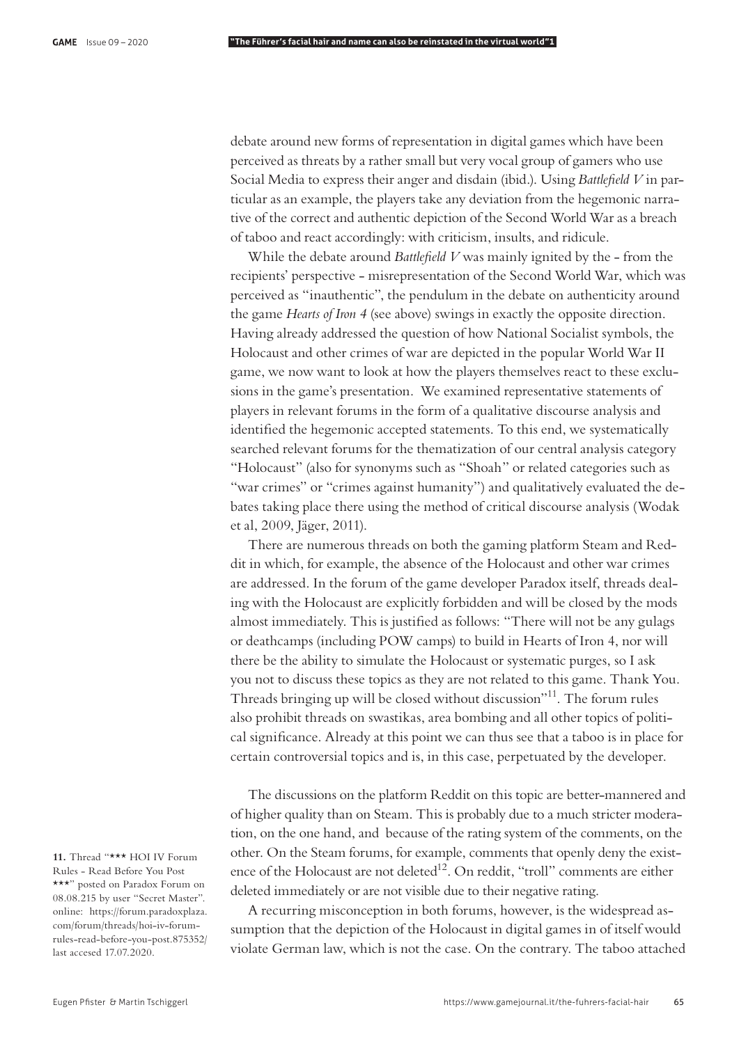debate around new forms of representation in digital games which have been perceived as threats by a rather small but very vocal group of gamers who use Social Media to express their anger and disdain (ibid.). Using *Battlefield V* in particular as an example, the players take any deviation from the hegemonic narrative of the correct and authentic depiction of the Second World War as a breach of taboo and react accordingly: with criticism, insults, and ridicule.

While the debate around *Battlefield V* was mainly ignited by the - from the recipients' perspective - misrepresentation of the Second World War, which was perceived as "inauthentic", the pendulum in the debate on authenticity around the game *Hearts of Iron 4* (see above) swings in exactly the opposite direction. Having already addressed the question of how National Socialist symbols, the Holocaust and other crimes of war are depicted in the popular World War II game, we now want to look at how the players themselves react to these exclusions in the game's presentation. We examined representative statements of players in relevant forums in the form of a qualitative discourse analysis and identified the hegemonic accepted statements. To this end, we systematically searched relevant forums for the thematization of our central analysis category "Holocaust" (also for synonyms such as "Shoah" or related categories such as "war crimes" or "crimes against humanity") and qualitatively evaluated the debates taking place there using the method of critical discourse analysis (Wodak et al, 2009, Jäger, 2011).

There are numerous threads on both the gaming platform Steam and Reddit in which, for example, the absence of the Holocaust and other war crimes are addressed. In the forum of the game developer Paradox itself, threads dealing with the Holocaust are explicitly forbidden and will be closed by the mods almost immediately. This is justified as follows: "There will not be any gulags or deathcamps (including POW camps) to build in Hearts of Iron 4, nor will there be the ability to simulate the Holocaust or systematic purges, so I ask you not to discuss these topics as they are not related to this game. Thank You. Threads bringing up will be closed without discussion"[11]. The forum rules also prohibit threads on swastikas, area bombing and all other topics of political significance. Already at this point we can thus see that a taboo is in place for certain controversial topics and is, in this case, perpetuated by the developer.

The discussions on the platform Reddit on this topic are better-mannered and of higher quality than on Steam. This is probably due to a much stricter moderation, on the one hand, and because of the rating system of the comments, on the other. On the Steam forums, for example, comments that openly deny the existence of the Holocaust are not deleted[12]. On reddit, "troll" comments are either deleted immediately or are not visible due to their negative rating.

A recurring misconception in both forums, however, is the widespread assumption that the depiction of the Holocaust in digital games in of itself would violate German law, which is not the case. On the contrary. The taboo attached

**11.** Thread "*** HOI IV Forum Rules - Read Before You Post ***" posted on Paradox Forum on 08.08.215 by user "Secret Master". online: https://forum.paradoxplaza.com/forum/threads/hoi-iv-forum-rules-read-before-you-post.875352/ last accesed 17.07.2020.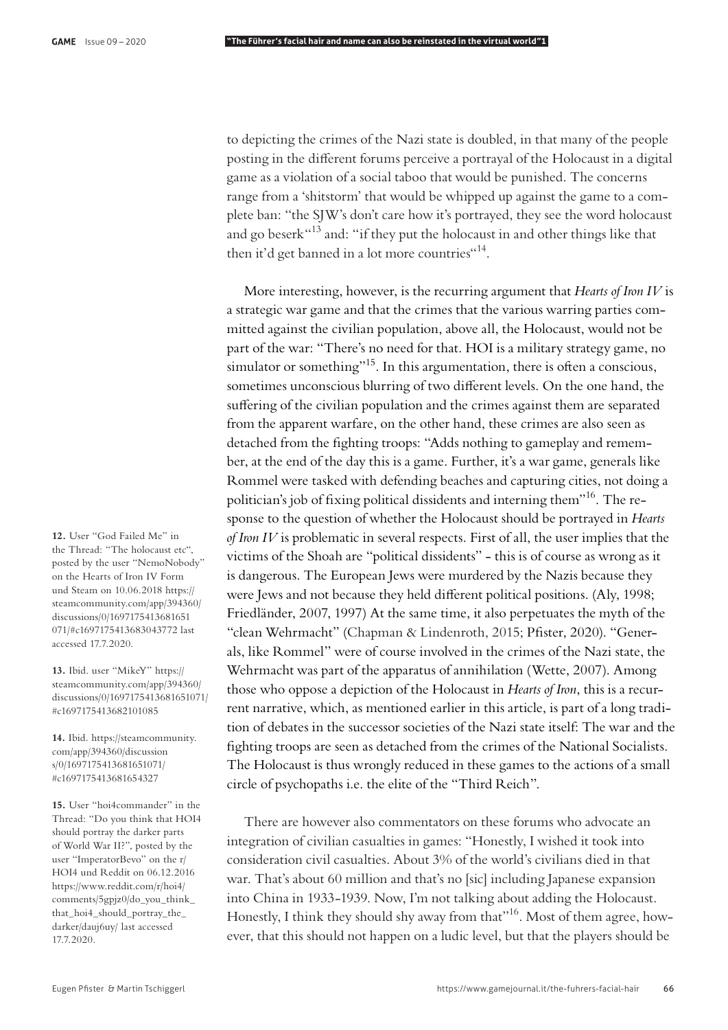to depicting the crimes of the Nazi state is doubled, in that many of the people posting in the different forums perceive a portrayal of the Holocaust in a digital game as a violation of a social taboo that would be punished. The concerns range from a 'shitstorm' that would be whipped up against the game to a complete ban: "the SJW's don't care how it's portrayed, they see the word holocaust and go beserk"[13] and: "if they put the holocaust in and other things like that then it'd get banned in a lot more countries"[14].

More interesting, however, is the recurring argument that *Hearts of Iron IV* is a strategic war game and that the crimes that the various warring parties committed against the civilian population, above all, the Holocaust, would not be part of the war: "There's no need for that. HOI is a military strategy game, no simulator or something"[15]. In this argumentation, there is often a conscious, sometimes unconscious blurring of two different levels. On the one hand, the suffering of the civilian population and the crimes against them are separated from the apparent warfare, on the other hand, these crimes are also seen as detached from the fighting troops: "Adds nothing to gameplay and remember, at the end of the day this is a game. Further, it's a war game, generals like Rommel were tasked with defending beaches and capturing cities, not doing a politician's job of fixing political dissidents and interning them"[16]. The response to the question of whether the Holocaust should be portrayed in *Hearts of Iron IV* is problematic in several respects. First of all, the user implies that the victims of the Shoah are "political dissidents" - this is of course as wrong as it is dangerous. The European Jews were murdered by the Nazis because they were Jews and not because they held different political positions. (Aly, 1998; Friedländer, 2007, 1997) At the same time, it also perpetuates the myth of the "clean Wehrmacht" (Chapman & Lindenroth, 2015; Pfister, 2020). "Generals, like Rommel" were of course involved in the crimes of the Nazi state, the Wehrmacht was part of the apparatus of annihilation (Wette, 2007). Among those who oppose a depiction of the Holocaust in *Hearts of Iron*, this is a recurrent narrative, which, as mentioned earlier in this article, is part of a long tradition of debates in the successor societies of the Nazi state itself: The war and the fighting troops are seen as detached from the crimes of the National Socialists. The Holocaust is thus wrongly reduced in these games to the actions of a small circle of psychopaths i.e. the elite of the "Third Reich".

There are however also commentators on these forums who advocate an integration of civilian casualties in games: "Honestly, I wished it took into consideration civil casualties. About 3% of the world's civilians died in that war. That's about 60 million and that's no [sic] including Japanese expansion into China in 1933-1939. Now, I'm not talking about adding the Holocaust. Honestly, I think they should shy away from that"[16]. Most of them agree, however, that this should not happen on a ludic level, but that the players should be

**12.** User "God Failed Me" in the Thread: "The holocaust etc", posted by the user "NemoNobody" on the Hearts of Iron IV Form und Steam on 10.06.2018 https://steamcommunity.com/app/394360/discussions/0/1697175413681651071/#c1697175413683043772 last accessed 17.7.2020.

**13.** Ibid. user "MikeY" https://steamcommunity.com/app/394360/discussions/0/1697175413681651071/#c1697175413682101085

**14.** Ibid. https://steamcommunity.com/app/394360/discussions/0/1697175413681651071/#c1697175413681654327

**15.** User "hoi4commander" in the Thread: "Do you think that HOI4 should portray the darker parts of World War II?", posted by the user "ImperatorBevo" on the r/HOI4 und Reddit on 06.12.2016 https://www.reddit.com/r/hoi4/comments/5gpjz0/do_you_think_that_hoi4_should_portray_the_darker/dauj6uy/ last accessed 17.7.2020.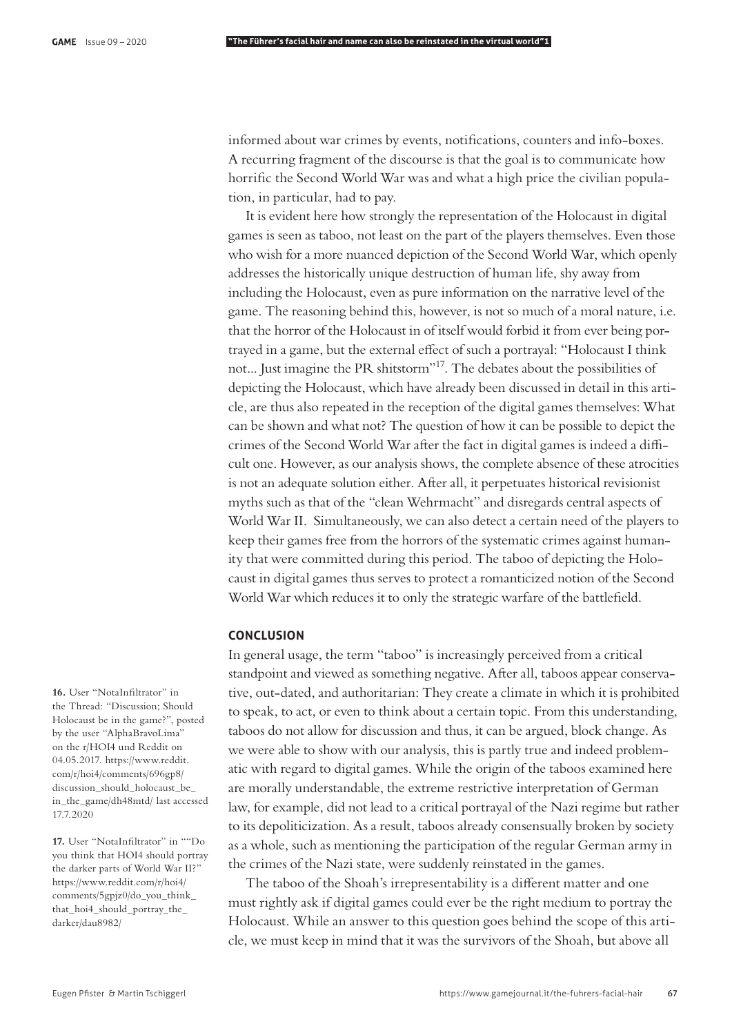informed about war crimes by events, notifications, counters and info-boxes. A recurring fragment of the discourse is that the goal is to communicate how horrific the Second World War was and what a high price the civilian population, in particular, had to pay.

It is evident here how strongly the representation of the Holocaust in digital games is seen as taboo, not least on the part of the players themselves. Even those who wish for a more nuanced depiction of the Second World War, which openly addresses the historically unique destruction of human life, shy away from including the Holocaust, even as pure information on the narrative level of the game. The reasoning behind this, however, is not so much of a moral nature, i.e. that the horror of the Holocaust in of itself would forbid it from ever being portrayed in a game, but the external effect of such a portrayal: "Holocaust I think not... Just imagine the PR shitstorm"[17]. The debates about the possibilities of depicting the Holocaust, which have already been discussed in detail in this article, are thus also repeated in the reception of the digital games themselves: What can be shown and what not? The question of how it can be possible to depict the crimes of the Second World War after the fact in digital games is indeed a difficult one. However, as our analysis shows, the complete absence of these atrocities is not an adequate solution either. After all, it perpetuates historical revisionist myths such as that of the "clean Wehrmacht" and disregards central aspects of World War II. Simultaneously, we can also detect a certain need of the players to keep their games free from the horrors of the systematic crimes against humanity that were committed during this period. The taboo of depicting the Holocaust in digital games thus serves to protect a romanticized notion of the Second World War which reduces it to only the strategic warfare of the battlefield.

## CONCLUSION

In general usage, the term "taboo" is increasingly perceived from a critical standpoint and viewed as something negative. After all, taboos appear conservative, out-dated, and authoritarian: They create a climate in which it is prohibited to speak, to act, or even to think about a certain topic. From this understanding, taboos do not allow for discussion and thus, it can be argued, block change. As we were able to show with our analysis, this is partly true and indeed problematic with regard to digital games. While the origin of the taboos examined here are morally understandable, the extreme restrictive interpretation of German law, for example, did not lead to a critical portrayal of the Nazi regime but rather to its depoliticization. As a result, taboos already consensually broken by society as a whole, such as mentioning the participation of the regular German army in the crimes of the Nazi state, were suddenly reinstated in the games.

The taboo of the Shoah's irrepresentability is a different matter and one must rightly ask if digital games could ever be the right medium to portray the Holocaust. While an answer to this question goes behind the scope of this article, we must keep in mind that it was the survivors of the Shoah, but above all

16. User "NotaInfiltrator" in the Thread: "Discussion; Should Holocaust be in the game?", posted by the user "AlphaBravoLima" on the r/HOI4 und Reddit on 04.05.2017. https://www.reddit.com/r/hoi4/comments/696gp8/discussion_should_holocaust_be_in_the_game/dh48mtd/ last accessed 17.7.2020

17. User "NotaInfiltrator" in ""Do you think that HOI4 should portray the darker parts of World War II?" https://www.reddit.com/r/hoi4/comments/5gpjz0/do_you_think_that_hoi4_should_portray_the_darker/dau8982/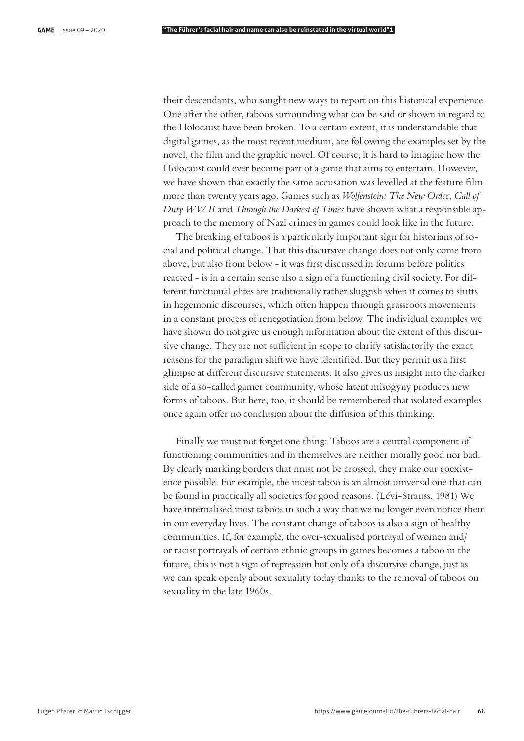their descendants, who sought new ways to report on this historical experience. One after the other, taboos surrounding what can be said or shown in regard to the Holocaust have been broken. To a certain extent, it is understandable that digital games, as the most recent medium, are following the examples set by the novel, the film and the graphic novel. Of course, it is hard to imagine how the Holocaust could ever become part of a game that aims to entertain. However, we have shown that exactly the same accusation was levelled at the feature film more than twenty years ago. Games such as *Wolfenstein: The New Order*, *Call of Duty WW II* and *Through the Darkest of Times* have shown what a responsible approach to the memory of Nazi crimes in games could look like in the future.

The breaking of taboos is a particularly important sign for historians of social and political change. That this discursive change does not only come from above, but also from below - it was first discussed in forums before politics reacted - is in a certain sense also a sign of a functioning civil society. For different functional elites are traditionally rather sluggish when it comes to shifts in hegemonic discourses, which often happen through grassroots movements in a constant process of renegotiation from below. The individual examples we have shown do not give us enough information about the extent of this discursive change. They are not sufficient in scope to clarify satisfactorily the exact reasons for the paradigm shift we have identified. But they permit us a first glimpse at different discursive statements. It also gives us insight into the darker side of a so-called gamer community, whose latent misogyny produces new forms of taboos. But here, too, it should be remembered that isolated examples once again offer no conclusion about the diffusion of this thinking.

Finally we must not forget one thing: Taboos are a central component of functioning communities and in themselves are neither morally good nor bad. By clearly marking borders that must not be crossed, they make our coexistence possible. For example, the incest taboo is an almost universal one that can be found in practically all societies for good reasons. (Lévi-Strauss, 1981) We have internalised most taboos in such a way that we no longer even notice them in our everyday lives. The constant change of taboos is also a sign of healthy communities. If, for example, the over-sexualised portrayal of women and/or racist portrayals of certain ethnic groups in games becomes a taboo in the future, this is not a sign of repression but only of a discursive change, just as we can speak openly about sexuality today thanks to the removal of taboos on sexuality in the late 1960s.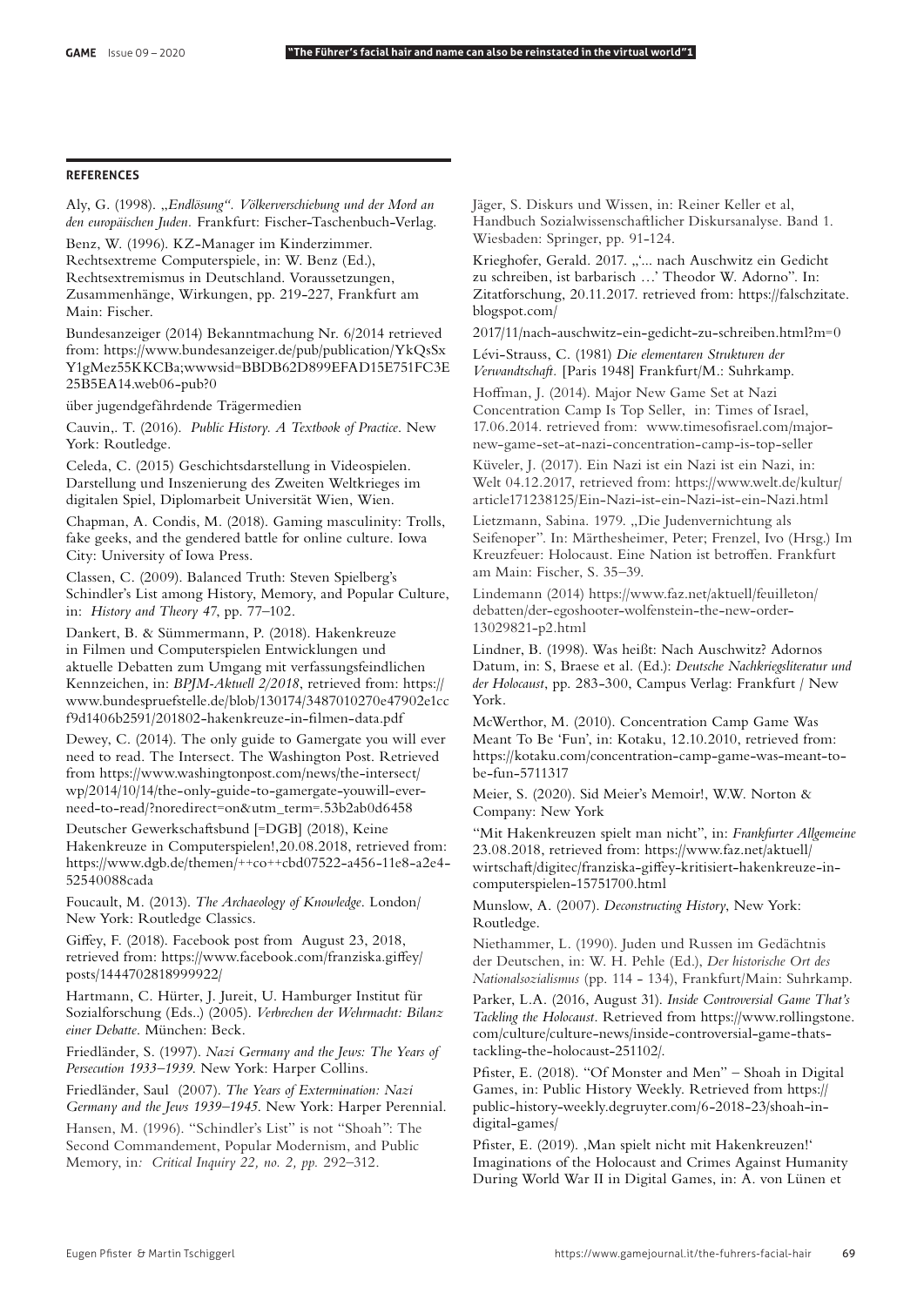## REFERENCES

Aly, G. (1998). *„Endlösung". Völkerverschiebung und der Mord an den europäischen Juden.* Frankfurt: Fischer-Taschenbuch-Verlag.

Benz, W. (1996). KZ-Manager im Kinderzimmer. Rechtsextreme Computerspiele, in: W. Benz (Ed.), Rechtsextremismus in Deutschland. Voraussetzungen, Zusammenhänge, Wirkungen, pp. 219-227, Frankfurt am Main: Fischer.

Bundesanzeiger (2014) Bekanntmachung Nr. 6/2014 retrieved from: https://www.bundesanzeiger.de/pub/publication/YkQsSxY1gMez55KKCBa;wwwsid=BBDB62D899EFAD15E751FC3E25B5EA14.web06-pub?0

über jugendgefährdende Trägermedien

Cauvin,. T. (2016). *Public History. A Textbook of Practice*. New York: Routledge.

Celeda, C. (2015) Geschichtsdarstellung in Videospielen. Darstellung und Inszenierung des Zweiten Weltkrieges im digitalen Spiel, Diplomarbeit Universität Wien, Wien.

Chapman, A. Condis, M. (2018). Gaming masculinity: Trolls, fake geeks, and the gendered battle for online culture. Iowa City: University of Iowa Press.

Classen, C. (2009). Balanced Truth: Steven Spielberg's Schindler's List among History, Memory, and Popular Culture, in: *History and Theory 47*, pp. 77–102.

Dankert, B. & Sümmermann, P. (2018). Hakenkreuze in Filmen und Computerspielen Entwicklungen und aktuelle Debatten zum Umgang mit verfassungsfeindlichen Kennzeichen, in: *BPJM-Aktuell 2/2018*, retrieved from: https://www.bundespruefstelle.de/blob/130174/3487010270e47902e1ccf9d1406b2591/201802-hakenkreuze-in-filmen-data.pdf

Dewey, C. (2014). The only guide to Gamergate you will ever need to read. The Intersect. The Washington Post. Retrieved from https://www.washingtonpost.com/news/the-intersect/wp/2014/10/14/the-only-guide-to-gamergate-youwill-ever-need-to-read/?noredirect=on&utm_term=.53b2ab0d6458

Deutscher Gewerkschaftsbund [=DGB] (2018), Keine Hakenkreuze in Computerspielen!,20.08.2018, retrieved from: https://www.dgb.de/themen/++co++cbd07522-a456-11e8-a2e4-52540088cada

Foucault, M. (2013). *The Archaeology of Knowledge*. London/New York: Routledge Classics.

Giffey, F. (2018). Facebook post from August 23, 2018, retrieved from: https://www.facebook.com/franziska.giffey/posts/1444702818999922/

Hartmann, C. Hürter, J. Jureit, U. Hamburger Institut für Sozialforschung (Eds..) (2005). *Verbrechen der Wehrmacht: Bilanz einer Debatte*. München: Beck.

Friedländer, S. (1997). *Nazi Germany and the Jews: The Years of Persecution 1933–1939.* New York: Harper Collins.

Friedländer, Saul (2007). *The Years of Extermination: Nazi Germany and the Jews 1939–1945.* New York: Harper Perennial.

Hansen, M. (1996). "Schindler's List" is not "Shoah": The Second Commandement, Popular Modernism, and Public Memory, in: *Critical Inquiry 22, no. 2, pp.* 292–312.

Jäger, S. Diskurs und Wissen, in: Reiner Keller et al, Handbuch Sozialwissenschaftlicher Diskursanalyse. Band 1. Wiesbaden: Springer, pp. 91-124.

Krieghofer, Gerald. 2017. „'... nach Auschwitz ein Gedicht zu schreiben, ist barbarisch …' Theodor W. Adorno". In: Zitatforschung, 20.11.2017. retrieved from: https://falschzitate.blogspot.com/

2017/11/nach-auschwitz-ein-gedicht-zu-schreiben.html?m=0

Lévi-Strauss, C. (1981) *Die elementaren Strukturen der Verwandtschaft.* [Paris 1948] Frankfurt/M.: Suhrkamp.

Hoffman, J. (2014). Major New Game Set at Nazi Concentration Camp Is Top Seller, in: Times of Israel, 17.06.2014. retrieved from: www.timesofisrael.com/major-new-game-set-at-nazi-concentration-camp-is-top-seller

Küveler, J. (2017). Ein Nazi ist ein Nazi ist ein Nazi, in: Welt 04.12.2017, retrieved from: https://www.welt.de/kultur/article171238125/Ein-Nazi-ist-ein-Nazi-ist-ein-Nazi.html

Lietzmann, Sabina. 1979. „Die Judenvernichtung als Seifenoper". In: Märthesheimer, Peter; Frenzel, Ivo (Hrsg.) Im Kreuzfeuer: Holocaust. Eine Nation ist betroffen. Frankfurt am Main: Fischer, S. 35–39.

Lindemann (2014) https://www.faz.net/aktuell/feuilleton/debatten/der-egoshooter-wolfenstein-the-new-order-13029821-p2.html

Lindner, B. (1998). Was heißt: Nach Auschwitz? Adornos Datum, in: S, Braese et al. (Ed.): *Deutsche Nachkriegsliteratur und der Holocaust*, pp. 283-300, Campus Verlag: Frankfurt / New York.

McWerthor, M. (2010). Concentration Camp Game Was Meant To Be 'Fun', in: Kotaku, 12.10.2010, retrieved from: https://kotaku.com/concentration-camp-game-was-meant-to-be-fun-5711317

Meier, S. (2020). Sid Meier's Memoir!, W.W. Norton & Company: New York

"Mit Hakenkreuzen spielt man nicht", in: *Frankfurter Allgemeine* 23.08.2018, retrieved from: https://www.faz.net/aktuell/wirtschaft/digitec/franziska-giffey-kritisiert-hakenkreuze-in-computerspielen-15751700.html

Munslow, A. (2007). *Deconstructing History*, New York: Routledge.

Niethammer, L. (1990). Juden und Russen im Gedächtnis der Deutschen, in: W. H. Pehle (Ed.), *Der historische Ort des Nationalsozialismus* (pp. 114 - 134), Frankfurt/Main: Suhrkamp.

Parker, L.A. (2016, August 31). *Inside Controversial Game That's Tackling the Holocaust*. Retrieved from https://www.rollingstone.com/culture/culture-news/inside-controversial-game-thats-tackling-the-holocaust-251102/.

Pfister, E. (2018). "Of Monster and Men" – Shoah in Digital Games, in: Public History Weekly. Retrieved from https://public-history-weekly.degruyter.com/6-2018-23/shoah-in-digital-games/

Pfister, E. (2019). ‚Man spielt nicht mit Hakenkreuzen!' Imaginations of the Holocaust and Crimes Against Humanity During World War II in Digital Games, in: A. von Lünen et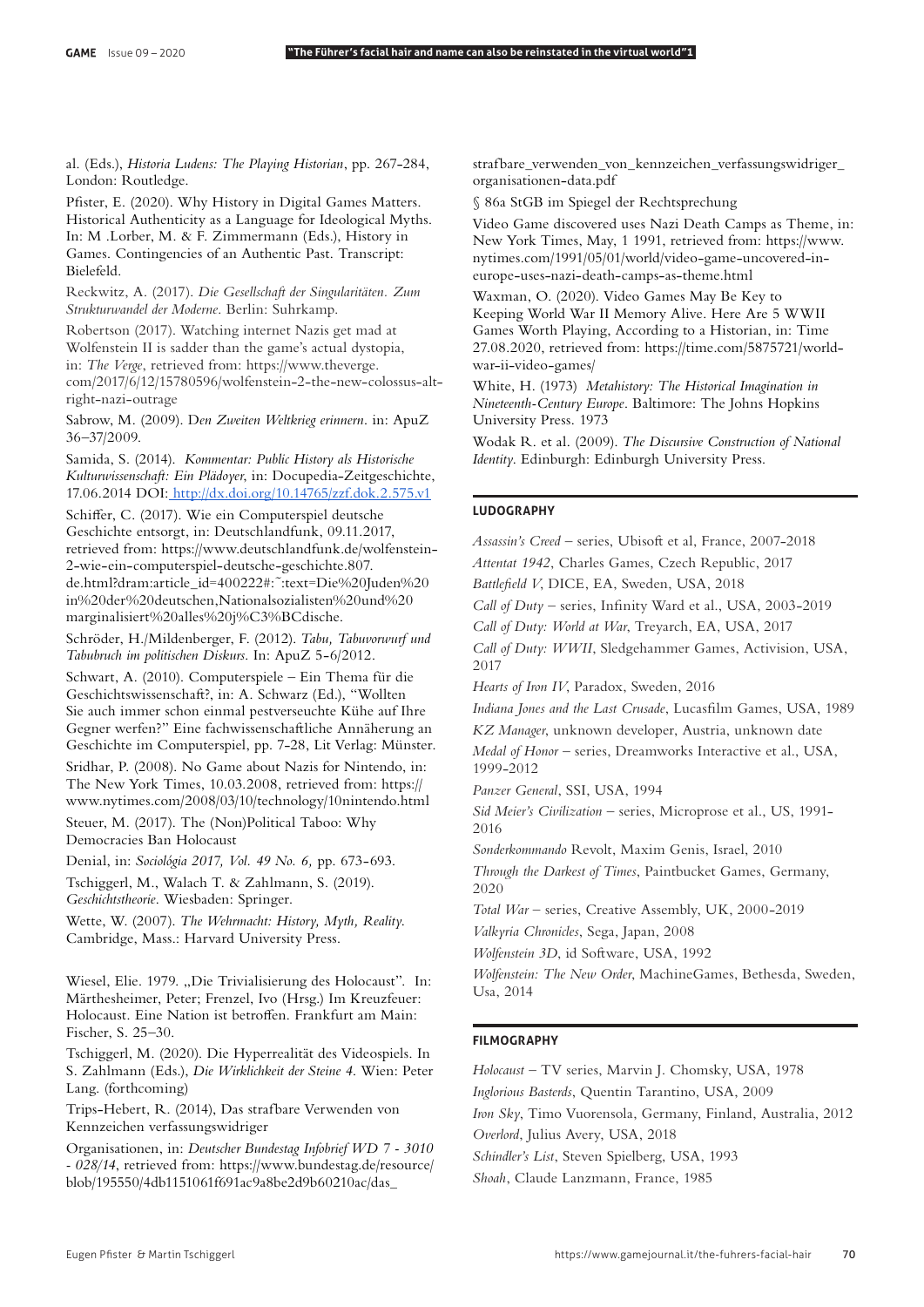al. (Eds.), *Historia Ludens: The Playing Historian*, pp. 267-284, London: Routledge.

Pfister, E. (2020). Why History in Digital Games Matters. Historical Authenticity as a Language for Ideological Myths. In: M .Lorber, M. & F. Zimmermann (Eds.), History in Games. Contingencies of an Authentic Past. Transcript: Bielefeld.

Reckwitz, A. (2017). *Die Gesellschaft der Singularitäten. Zum Strukturwandel der Moderne*. Berlin: Suhrkamp.

Robertson (2017). Watching internet Nazis get mad at Wolfenstein II is sadder than the game's actual dystopia, in: *The Verge*, retrieved from: https://www.theverge.com/2017/6/12/15780596/wolfenstein-2-the-new-colossus-alt-right-nazi-outrage

Sabrow, M. (2009). D*en Zweiten Weltkrieg erinnern*. in: ApuZ 36–37/2009.

Samida, S. (2014). *Kommentar: Public History als Historische Kulturwissenschaft: Ein Plädoyer*, in: Docupedia-Zeitgeschichte, 17.06.2014 DOI: http://dx.doi.org/10.14765/zzf.dok.2.575.v1

Schiffer, C. (2017). Wie ein Computerspiel deutsche Geschichte entsorgt, in: Deutschlandfunk, 09.11.2017, retrieved from: https://www.deutschlandfunk.de/wolfenstein-2-wie-ein-computerspiel-deutsche-geschichte.807.de.html?dram:article_id=400222#:~:text=Die%20Juden%20in%20der%20deutschen,Nationalsozialisten%20und%20marginalisiert%20alles%20j%C3%BCdische.

Schröder, H./Mildenberger, F. (2012). *Tabu, Tabuvorwurf und Tabubruch im politischen Diskurs*. In: ApuZ 5-6/2012.

Schwart, A. (2010). Computerspiele – Ein Thema für die Geschichtswissenschaft?, in: A. Schwarz (Ed.), "Wollten Sie auch immer schon einmal pestverseuchte Kühe auf Ihre Gegner werfen?" Eine fachwissenschaftliche Annäherung an Geschichte im Computerspiel, pp. 7-28, Lit Verlag: Münster.

Sridhar, P. (2008). No Game about Nazis for Nintendo, in: The New York Times, 10.03.2008, retrieved from: https://www.nytimes.com/2008/03/10/technology/10nintendo.html

Steuer, M. (2017). The (Non)Political Taboo: Why Democracies Ban Holocaust

Denial, in: *Sociológia 2017, Vol. 49 No. 6,* pp. 673-693.

Tschiggerl, M., Walach T. & Zahlmann, S. (2019). *Geschichtstheorie*. Wiesbaden: Springer.

Wette, W. (2007). *The Wehrmacht: History, Myth, Reality*. Cambridge, Mass.: Harvard University Press.

Wiesel, Elie. 1979. „Die Trivialisierung des Holocaust". In: Märthesheimer, Peter; Frenzel, Ivo (Hrsg.) Im Kreuzfeuer: Holocaust. Eine Nation ist betroffen. Frankfurt am Main: Fischer, S. 25–30.

Tschiggerl, M. (2020). Die Hyperrealität des Videospiels. In S. Zahlmann (Eds.), *Die Wirklichkeit der Steine 4*. Wien: Peter Lang. (forthcoming)

Trips-Hebert, R. (2014), Das strafbare Verwenden von Kennzeichen verfassungswidriger

Organisationen, in: *Deutscher Bundestag Infobrief WD 7 - 3010 - 028/14*, retrieved from: https://www.bundestag.de/resource/blob/195550/4db1151061f691ac9a8be2d9b60210ac/das_strafbare_verwenden_von_kennzeichen_verfassungswidriger_organisationen-data.pdf

§ 86a StGB im Spiegel der Rechtsprechung

Video Game discovered uses Nazi Death Camps as Theme, in: New York Times, May, 1 1991, retrieved from: https://www.nytimes.com/1991/05/01/world/video-game-uncovered-in-europe-uses-nazi-death-camps-as-theme.html

Waxman, O. (2020). Video Games May Be Key to Keeping World War II Memory Alive. Here Are 5 WWII Games Worth Playing, According to a Historian, in: Time 27.08.2020, retrieved from: https://time.com/5875721/world-war-ii-video-games/

White, H. (1973) *Metahistory: The Historical Imagination in Nineteenth-Century Europe*. Baltimore: The Johns Hopkins University Press. 1973

Wodak R. et al. (2009). *The Discursive Construction of National Identity*. Edinburgh: Edinburgh University Press.

## LUDOGRAPHY

*Assassin's Creed* – series, Ubisoft et al, France, 2007-2018

*Attentat 1942*, Charles Games, Czech Republic, 2017

*Battlefield V*, DICE, EA, Sweden, USA, 2018

*Call of Duty* – series, Infinity Ward et al., USA, 2003-2019

*Call of Duty: World at War*, Treyarch, EA, USA, 2017

*Call of Duty: WWII*, Sledgehammer Games, Activision, USA, 2017

*Hearts of Iron IV*, Paradox, Sweden, 2016

*Indiana Jones and the Last Crusade*, Lucasfilm Games, USA, 1989

*KZ Manager*, unknown developer, Austria, unknown date

*Medal of Honor* – series, Dreamworks Interactive et al., USA, 1999-2012

*Panzer General*, SSI, USA, 1994

*Sid Meier's Civilization* – series, Microprose et al., US, 1991-2016

*Sonderkommando* Revolt, Maxim Genis, Israel, 2010

*Through the Darkest of Times*, Paintbucket Games, Germany, 2020

*Total War* – series, Creative Assembly, UK, 2000-2019

*Valkyria Chronicles*, Sega, Japan, 2008

*Wolfenstein 3D*, id Software, USA, 1992

*Wolfenstein: The New Order*, MachineGames, Bethesda, Sweden, Usa, 2014

## FILMOGRAPHY

*Holocaust* – TV series, Marvin J. Chomsky, USA, 1978

*Inglorious Basterds*, Quentin Tarantino, USA, 2009

*Iron Sky*, Timo Vuorensola, Germany, Finland, Australia, 2012

*Overlord*, Julius Avery, USA, 2018

*Schindler's List*, Steven Spielberg, USA, 1993

*Shoah*, Claude Lanzmann, France, 1985